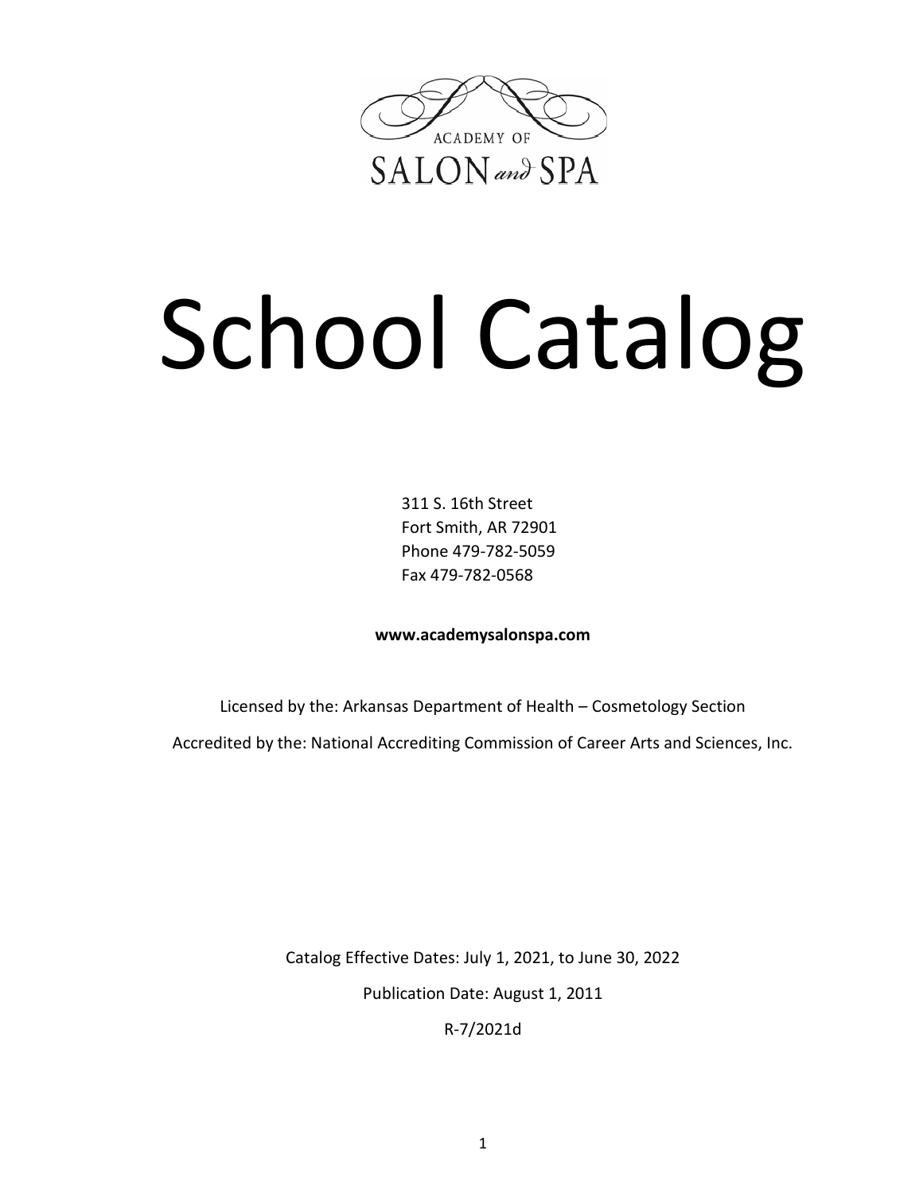ACADEMY OF

SALON and SPA

# School Catalog

311 S. 16th Street
Fort Smith, AR 72901
Phone 479-782-5059
Fax 479-782-0568

**www.academysalonspa.com**

Licensed by the: Arkansas Department of Health – Cosmetology Section

Accredited by the: National Accrediting Commission of Career Arts and Sciences, Inc.

Catalog Effective Dates: July 1, 2021, to June 30, 2022

Publication Date: August 1, 2011

R-7/2021d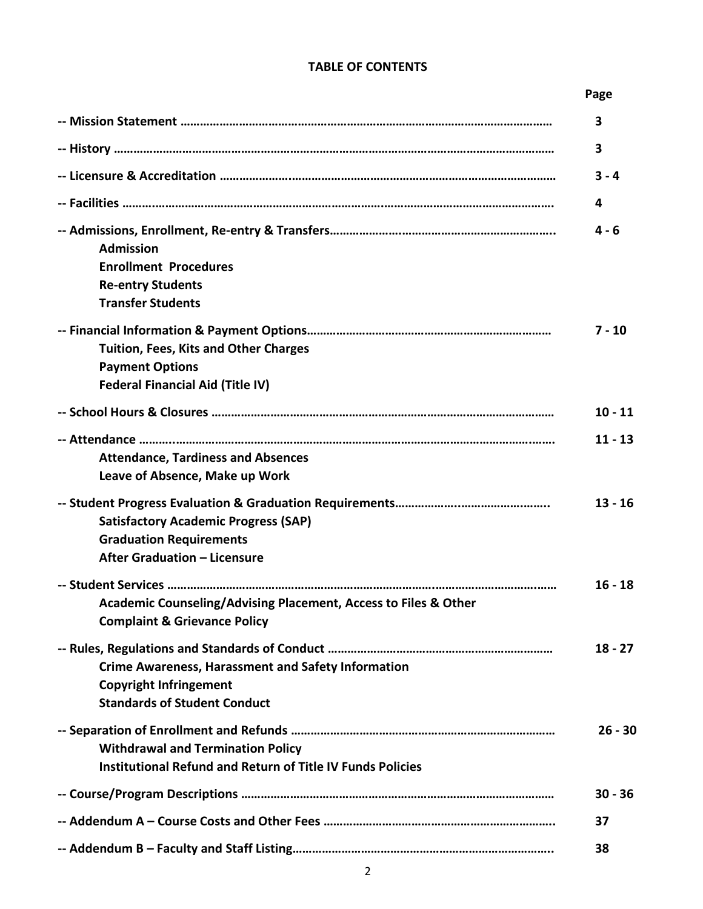# TABLE OF CONTENTS

| | Page |
|---|---|
| -- Mission Statement | 3 |
| -- History | 3 |
| -- Licensure & Accreditation | 3 - 4 |
| -- Facilities | 4 |
| -- Admissions, Enrollment, Re-entry & Transfers<br>Admission<br>Enrollment Procedures<br>Re-entry Students<br>Transfer Students | 4 - 6 |
| -- Financial Information & Payment Options<br>Tuition, Fees, Kits and Other Charges<br>Payment Options<br>Federal Financial Aid (Title IV) | 7 - 10 |
| -- School Hours & Closures | 10 - 11 |
| -- Attendance<br>Attendance, Tardiness and Absences<br>Leave of Absence, Make up Work | 11 - 13 |
| -- Student Progress Evaluation & Graduation Requirements<br>Satisfactory Academic Progress (SAP)<br>Graduation Requirements<br>After Graduation – Licensure | 13 - 16 |
| -- Student Services<br>Academic Counseling/Advising Placement, Access to Files & Other<br>Complaint & Grievance Policy | 16 - 18 |
| -- Rules, Regulations and Standards of Conduct<br>Crime Awareness, Harassment and Safety Information<br>Copyright Infringement<br>Standards of Student Conduct | 18 - 27 |
| -- Separation of Enrollment and Refunds<br>Withdrawal and Termination Policy<br>Institutional Refund and Return of Title IV Funds Policies | 26 - 30 |
| -- Course/Program Descriptions | 30 - 36 |
| -- Addendum A – Course Costs and Other Fees | 37 |
| -- Addendum B – Faculty and Staff Listing | 38 |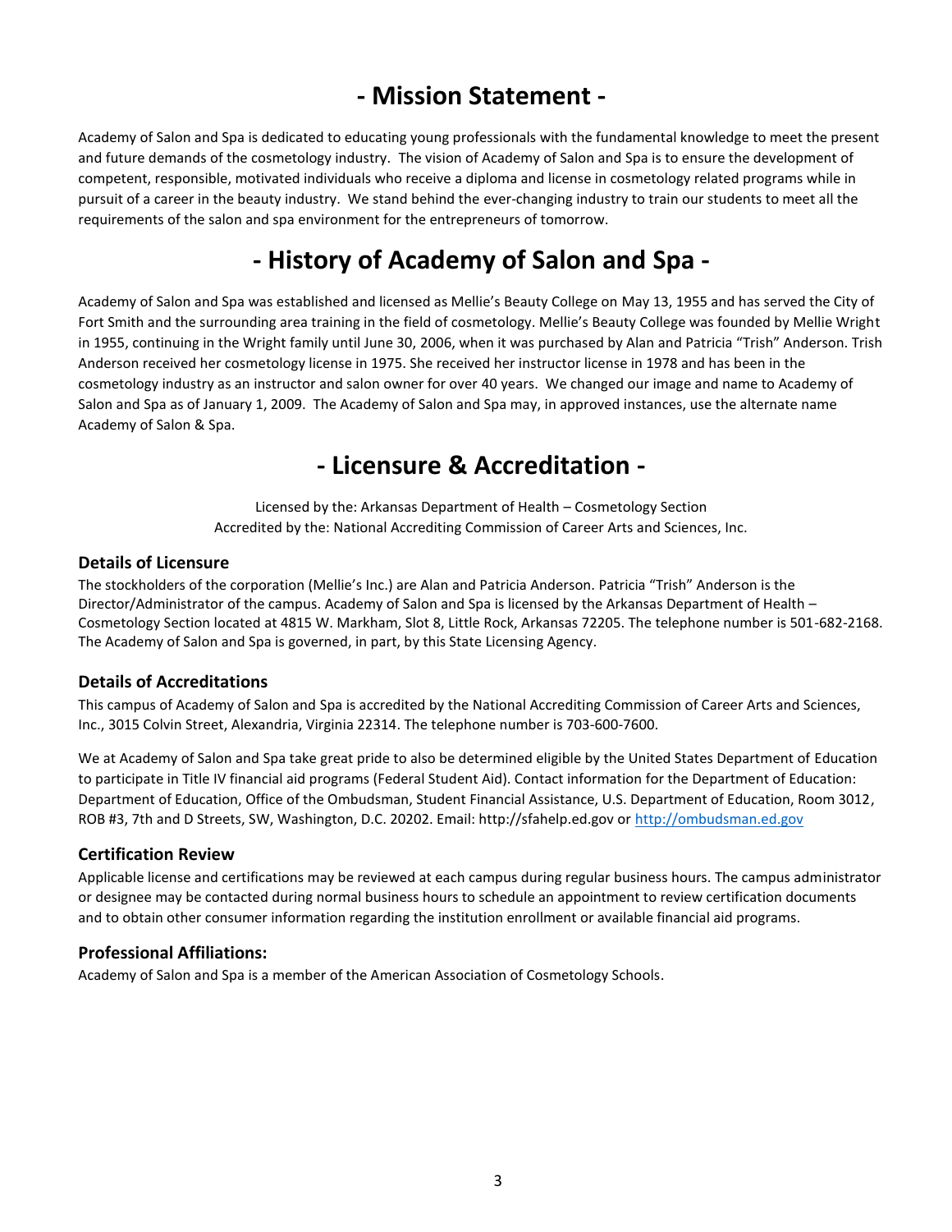# - Mission Statement -

Academy of Salon and Spa is dedicated to educating young professionals with the fundamental knowledge to meet the present and future demands of the cosmetology industry. The vision of Academy of Salon and Spa is to ensure the development of competent, responsible, motivated individuals who receive a diploma and license in cosmetology related programs while in pursuit of a career in the beauty industry. We stand behind the ever-changing industry to train our students to meet all the requirements of the salon and spa environment for the entrepreneurs of tomorrow.

# - History of Academy of Salon and Spa -

Academy of Salon and Spa was established and licensed as Mellie's Beauty College on May 13, 1955 and has served the City of Fort Smith and the surrounding area training in the field of cosmetology. Mellie's Beauty College was founded by Mellie Wright in 1955, continuing in the Wright family until June 30, 2006, when it was purchased by Alan and Patricia "Trish" Anderson. Trish Anderson received her cosmetology license in 1975. She received her instructor license in 1978 and has been in the cosmetology industry as an instructor and salon owner for over 40 years. We changed our image and name to Academy of Salon and Spa as of January 1, 2009. The Academy of Salon and Spa may, in approved instances, use the alternate name Academy of Salon & Spa.

# - Licensure & Accreditation -

Licensed by the: Arkansas Department of Health – Cosmetology Section
Accredited by the: National Accrediting Commission of Career Arts and Sciences, Inc.

### Details of Licensure

The stockholders of the corporation (Mellie's Inc.) are Alan and Patricia Anderson. Patricia "Trish" Anderson is the Director/Administrator of the campus. Academy of Salon and Spa is licensed by the Arkansas Department of Health – Cosmetology Section located at 4815 W. Markham, Slot 8, Little Rock, Arkansas 72205. The telephone number is 501-682-2168. The Academy of Salon and Spa is governed, in part, by this State Licensing Agency.

### Details of Accreditations

This campus of Academy of Salon and Spa is accredited by the National Accrediting Commission of Career Arts and Sciences, Inc., 3015 Colvin Street, Alexandria, Virginia 22314. The telephone number is 703-600-7600.

We at Academy of Salon and Spa take great pride to also be determined eligible by the United States Department of Education to participate in Title IV financial aid programs (Federal Student Aid). Contact information for the Department of Education: Department of Education, Office of the Ombudsman, Student Financial Assistance, U.S. Department of Education, Room 3012, ROB #3, 7th and D Streets, SW, Washington, D.C. 20202. Email: http://sfahelp.ed.gov or http://ombudsman.ed.gov

### Certification Review

Applicable license and certifications may be reviewed at each campus during regular business hours. The campus administrator or designee may be contacted during normal business hours to schedule an appointment to review certification documents and to obtain other consumer information regarding the institution enrollment or available financial aid programs.

### Professional Affiliations:

Academy of Salon and Spa is a member of the American Association of Cosmetology Schools.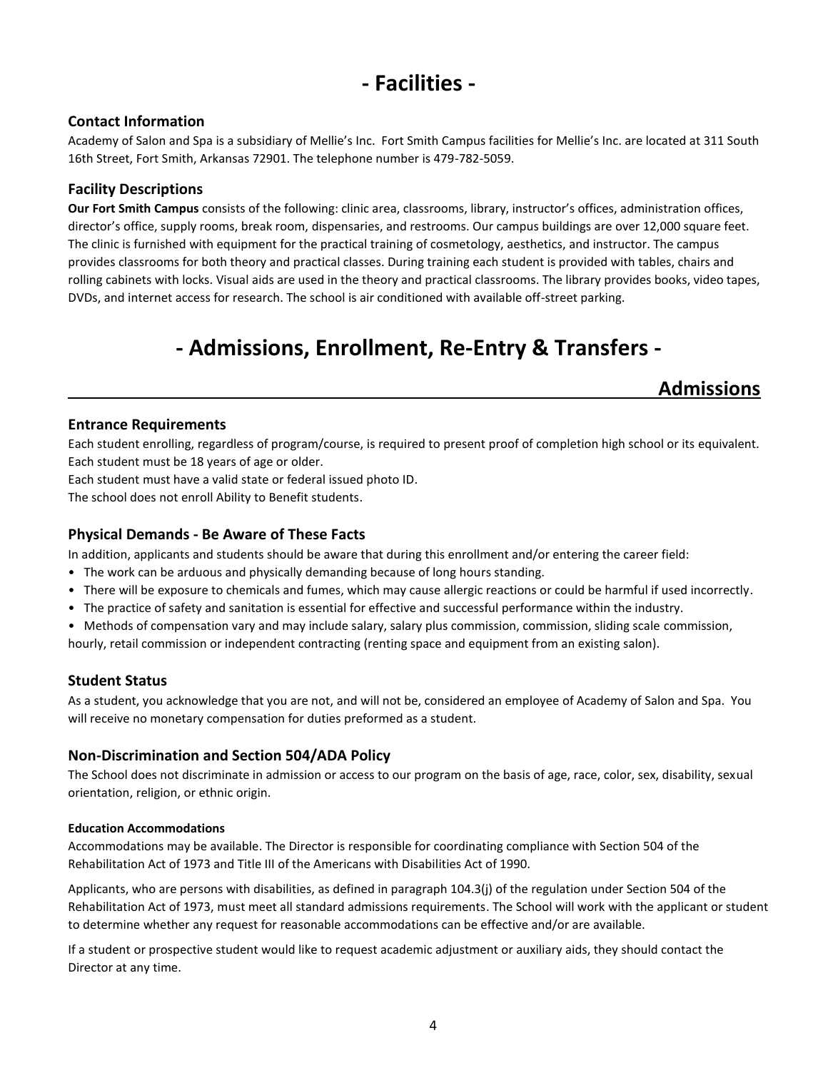# - Facilities -

### Contact Information

Academy of Salon and Spa is a subsidiary of Mellie's Inc. Fort Smith Campus facilities for Mellie's Inc. are located at 311 South 16th Street, Fort Smith, Arkansas 72901. The telephone number is 479-782-5059.

### Facility Descriptions

**Our Fort Smith Campus** consists of the following: clinic area, classrooms, library, instructor's offices, administration offices, director's office, supply rooms, break room, dispensaries, and restrooms. Our campus buildings are over 12,000 square feet. The clinic is furnished with equipment for the practical training of cosmetology, aesthetics, and instructor. The campus provides classrooms for both theory and practical classes. During training each student is provided with tables, chairs and rolling cabinets with locks. Visual aids are used in the theory and practical classrooms. The library provides books, video tapes, DVDs, and internet access for research. The school is air conditioned with available off-street parking.

# - Admissions, Enrollment, Re-Entry & Transfers -

## Admissions

### Entrance Requirements

Each student enrolling, regardless of program/course, is required to present proof of completion high school or its equivalent.
Each student must be 18 years of age or older.
Each student must have a valid state or federal issued photo ID.
The school does not enroll Ability to Benefit students.

### Physical Demands - Be Aware of These Facts

In addition, applicants and students should be aware that during this enrollment and/or entering the career field:

- The work can be arduous and physically demanding because of long hours standing.
- There will be exposure to chemicals and fumes, which may cause allergic reactions or could be harmful if used incorrectly.
- The practice of safety and sanitation is essential for effective and successful performance within the industry.
- Methods of compensation vary and may include salary, salary plus commission, commission, sliding scale commission, hourly, retail commission or independent contracting (renting space and equipment from an existing salon).

### Student Status

As a student, you acknowledge that you are not, and will not be, considered an employee of Academy of Salon and Spa. You will receive no monetary compensation for duties preformed as a student.

### Non-Discrimination and Section 504/ADA Policy

The School does not discriminate in admission or access to our program on the basis of age, race, color, sex, disability, sexual orientation, religion, or ethnic origin.

#### Education Accommodations

Accommodations may be available. The Director is responsible for coordinating compliance with Section 504 of the Rehabilitation Act of 1973 and Title III of the Americans with Disabilities Act of 1990.

Applicants, who are persons with disabilities, as defined in paragraph 104.3(j) of the regulation under Section 504 of the Rehabilitation Act of 1973, must meet all standard admissions requirements. The School will work with the applicant or student to determine whether any request for reasonable accommodations can be effective and/or are available.

If a student or prospective student would like to request academic adjustment or auxiliary aids, they should contact the Director at any time.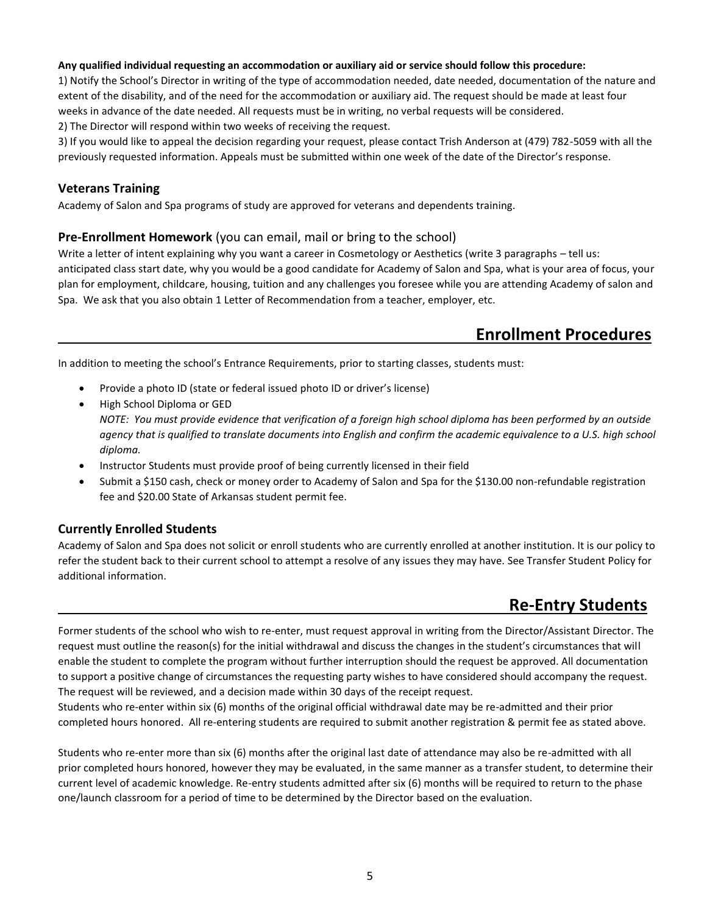**Any qualified individual requesting an accommodation or auxiliary aid or service should follow this procedure:**

1) Notify the School's Director in writing of the type of accommodation needed, date needed, documentation of the nature and extent of the disability, and of the need for the accommodation or auxiliary aid. The request should be made at least four weeks in advance of the date needed. All requests must be in writing, no verbal requests will be considered.
2) The Director will respond within two weeks of receiving the request.
3) If you would like to appeal the decision regarding your request, please contact Trish Anderson at (479) 782-5059 with all the previously requested information. Appeals must be submitted within one week of the date of the Director's response.

### Veterans Training

Academy of Salon and Spa programs of study are approved for veterans and dependents training.

### Pre-Enrollment Homework (you can email, mail or bring to the school)

Write a letter of intent explaining why you want a career in Cosmetology or Aesthetics (write 3 paragraphs – tell us: anticipated class start date, why you would be a good candidate for Academy of Salon and Spa, what is your area of focus, your plan for employment, childcare, housing, tuition and any challenges you foresee while you are attending Academy of salon and Spa. We ask that you also obtain 1 Letter of Recommendation from a teacher, employer, etc.

## Enrollment Procedures

In addition to meeting the school's Entrance Requirements, prior to starting classes, students must:

- Provide a photo ID (state or federal issued photo ID or driver's license)
- High School Diploma or GED
  *NOTE: You must provide evidence that verification of a foreign high school diploma has been performed by an outside agency that is qualified to translate documents into English and confirm the academic equivalence to a U.S. high school diploma.*
- Instructor Students must provide proof of being currently licensed in their field
- Submit a $150 cash, check or money order to Academy of Salon and Spa for the $130.00 non-refundable registration fee and $20.00 State of Arkansas student permit fee.

### Currently Enrolled Students

Academy of Salon and Spa does not solicit or enroll students who are currently enrolled at another institution. It is our policy to refer the student back to their current school to attempt a resolve of any issues they may have. See Transfer Student Policy for additional information.

## Re-Entry Students

Former students of the school who wish to re-enter, must request approval in writing from the Director/Assistant Director. The request must outline the reason(s) for the initial withdrawal and discuss the changes in the student's circumstances that will enable the student to complete the program without further interruption should the request be approved. All documentation to support a positive change of circumstances the requesting party wishes to have considered should accompany the request. The request will be reviewed, and a decision made within 30 days of the receipt request.
Students who re-enter within six (6) months of the original official withdrawal date may be re-admitted and their prior completed hours honored. All re-entering students are required to submit another registration & permit fee as stated above.

Students who re-enter more than six (6) months after the original last date of attendance may also be re-admitted with all prior completed hours honored, however they may be evaluated, in the same manner as a transfer student, to determine their current level of academic knowledge. Re-entry students admitted after six (6) months will be required to return to the phase one/launch classroom for a period of time to be determined by the Director based on the evaluation.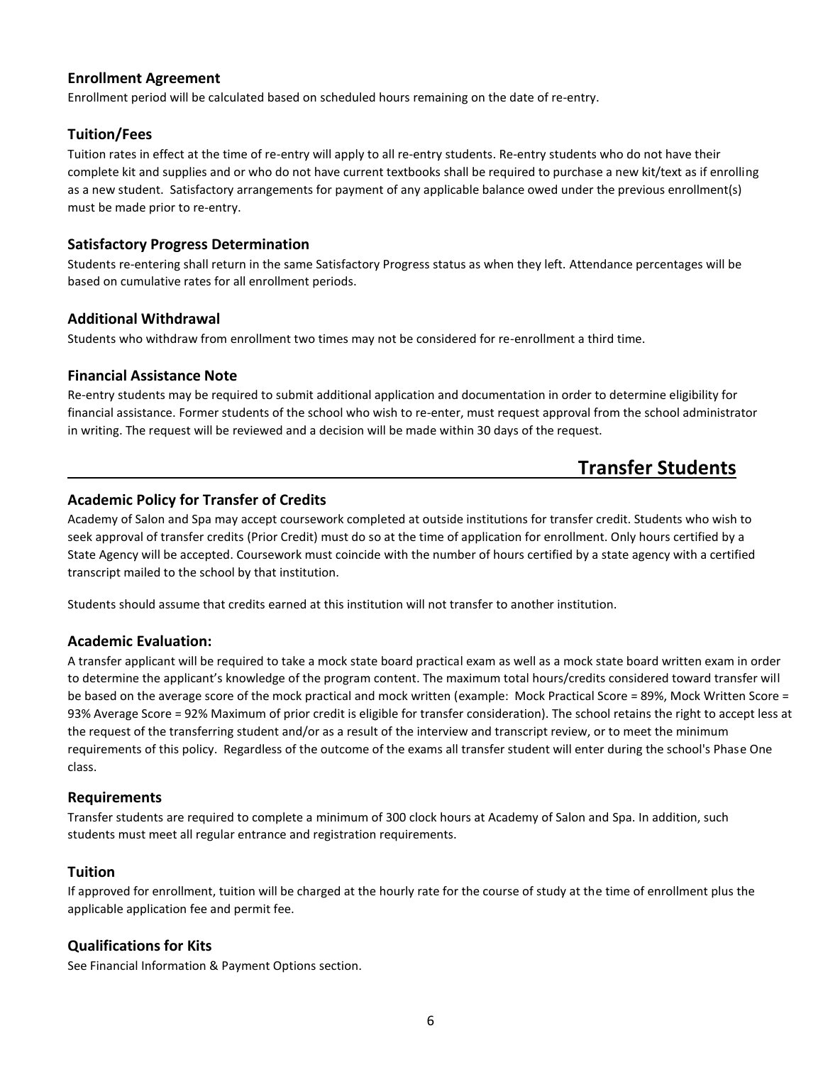### Enrollment Agreement

Enrollment period will be calculated based on scheduled hours remaining on the date of re-entry.

### Tuition/Fees

Tuition rates in effect at the time of re-entry will apply to all re-entry students. Re-entry students who do not have their complete kit and supplies and or who do not have current textbooks shall be required to purchase a new kit/text as if enrolling as a new student. Satisfactory arrangements for payment of any applicable balance owed under the previous enrollment(s) must be made prior to re-entry.

### Satisfactory Progress Determination

Students re-entering shall return in the same Satisfactory Progress status as when they left. Attendance percentages will be based on cumulative rates for all enrollment periods.

### Additional Withdrawal

Students who withdraw from enrollment two times may not be considered for re-enrollment a third time.

### Financial Assistance Note

Re-entry students may be required to submit additional application and documentation in order to determine eligibility for financial assistance. Former students of the school who wish to re-enter, must request approval from the school administrator in writing. The request will be reviewed and a decision will be made within 30 days of the request.

## Transfer Students

### Academic Policy for Transfer of Credits

Academy of Salon and Spa may accept coursework completed at outside institutions for transfer credit. Students who wish to seek approval of transfer credits (Prior Credit) must do so at the time of application for enrollment. Only hours certified by a State Agency will be accepted. Coursework must coincide with the number of hours certified by a state agency with a certified transcript mailed to the school by that institution.

Students should assume that credits earned at this institution will not transfer to another institution.

### Academic Evaluation:

A transfer applicant will be required to take a mock state board practical exam as well as a mock state board written exam in order to determine the applicant's knowledge of the program content. The maximum total hours/credits considered toward transfer will be based on the average score of the mock practical and mock written (example: Mock Practical Score = 89%, Mock Written Score = 93% Average Score = 92% Maximum of prior credit is eligible for transfer consideration). The school retains the right to accept less at the request of the transferring student and/or as a result of the interview and transcript review, or to meet the minimum requirements of this policy. Regardless of the outcome of the exams all transfer student will enter during the school's Phase One class.

### Requirements

Transfer students are required to complete a minimum of 300 clock hours at Academy of Salon and Spa. In addition, such students must meet all regular entrance and registration requirements.

### Tuition

If approved for enrollment, tuition will be charged at the hourly rate for the course of study at the time of enrollment plus the applicable application fee and permit fee.

### Qualifications for Kits

See Financial Information & Payment Options section.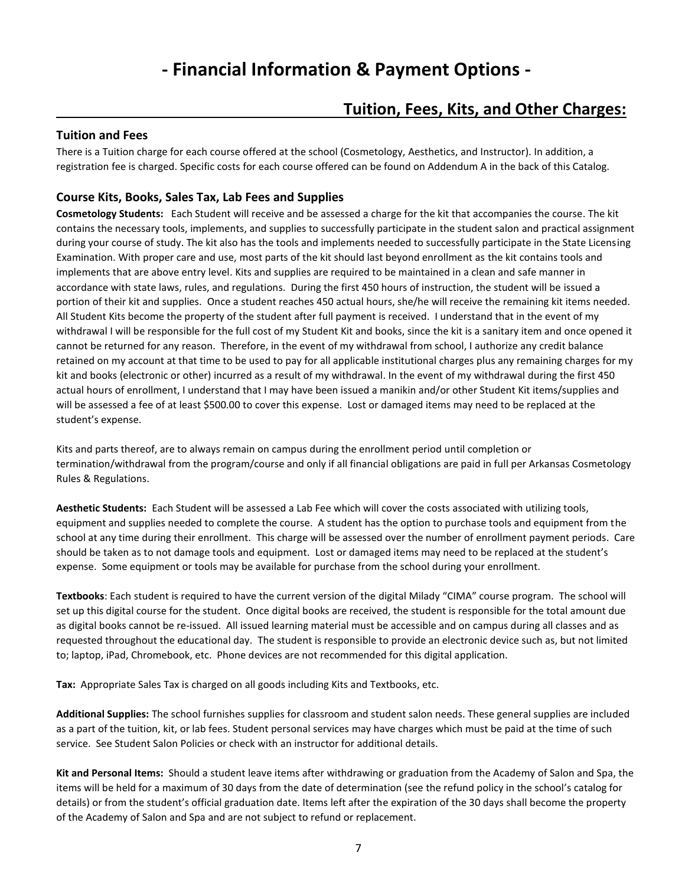# - Financial Information & Payment Options -

## Tuition, Fees, Kits, and Other Charges:

### Tuition and Fees

There is a Tuition charge for each course offered at the school (Cosmetology, Aesthetics, and Instructor). In addition, a registration fee is charged. Specific costs for each course offered can be found on Addendum A in the back of this Catalog.

### Course Kits, Books, Sales Tax, Lab Fees and Supplies

**Cosmetology Students:** Each Student will receive and be assessed a charge for the kit that accompanies the course. The kit contains the necessary tools, implements, and supplies to successfully participate in the student salon and practical assignment during your course of study. The kit also has the tools and implements needed to successfully participate in the State Licensing Examination. With proper care and use, most parts of the kit should last beyond enrollment as the kit contains tools and implements that are above entry level. Kits and supplies are required to be maintained in a clean and safe manner in accordance with state laws, rules, and regulations. During the first 450 hours of instruction, the student will be issued a portion of their kit and supplies. Once a student reaches 450 actual hours, she/he will receive the remaining kit items needed. All Student Kits become the property of the student after full payment is received. I understand that in the event of my withdrawal I will be responsible for the full cost of my Student Kit and books, since the kit is a sanitary item and once opened it cannot be returned for any reason. Therefore, in the event of my withdrawal from school, I authorize any credit balance retained on my account at that time to be used to pay for all applicable institutional charges plus any remaining charges for my kit and books (electronic or other) incurred as a result of my withdrawal. In the event of my withdrawal during the first 450 actual hours of enrollment, I understand that I may have been issued a manikin and/or other Student Kit items/supplies and will be assessed a fee of at least $500.00 to cover this expense. Lost or damaged items may need to be replaced at the student's expense.

Kits and parts thereof, are to always remain on campus during the enrollment period until completion or termination/withdrawal from the program/course and only if all financial obligations are paid in full per Arkansas Cosmetology Rules & Regulations.

**Aesthetic Students:** Each Student will be assessed a Lab Fee which will cover the costs associated with utilizing tools, equipment and supplies needed to complete the course. A student has the option to purchase tools and equipment from the school at any time during their enrollment. This charge will be assessed over the number of enrollment payment periods. Care should be taken as to not damage tools and equipment. Lost or damaged items may need to be replaced at the student's expense. Some equipment or tools may be available for purchase from the school during your enrollment.

**Textbooks**: Each student is required to have the current version of the digital Milady "CIMA" course program. The school will set up this digital course for the student. Once digital books are received, the student is responsible for the total amount due as digital books cannot be re-issued. All issued learning material must be accessible and on campus during all classes and as requested throughout the educational day. The student is responsible to provide an electronic device such as, but not limited to; laptop, iPad, Chromebook, etc. Phone devices are not recommended for this digital application.

**Tax:** Appropriate Sales Tax is charged on all goods including Kits and Textbooks, etc.

**Additional Supplies:** The school furnishes supplies for classroom and student salon needs. These general supplies are included as a part of the tuition, kit, or lab fees. Student personal services may have charges which must be paid at the time of such service. See Student Salon Policies or check with an instructor for additional details.

**Kit and Personal Items:** Should a student leave items after withdrawing or graduation from the Academy of Salon and Spa, the items will be held for a maximum of 30 days from the date of determination (see the refund policy in the school's catalog for details) or from the student's official graduation date. Items left after the expiration of the 30 days shall become the property of the Academy of Salon and Spa and are not subject to refund or replacement.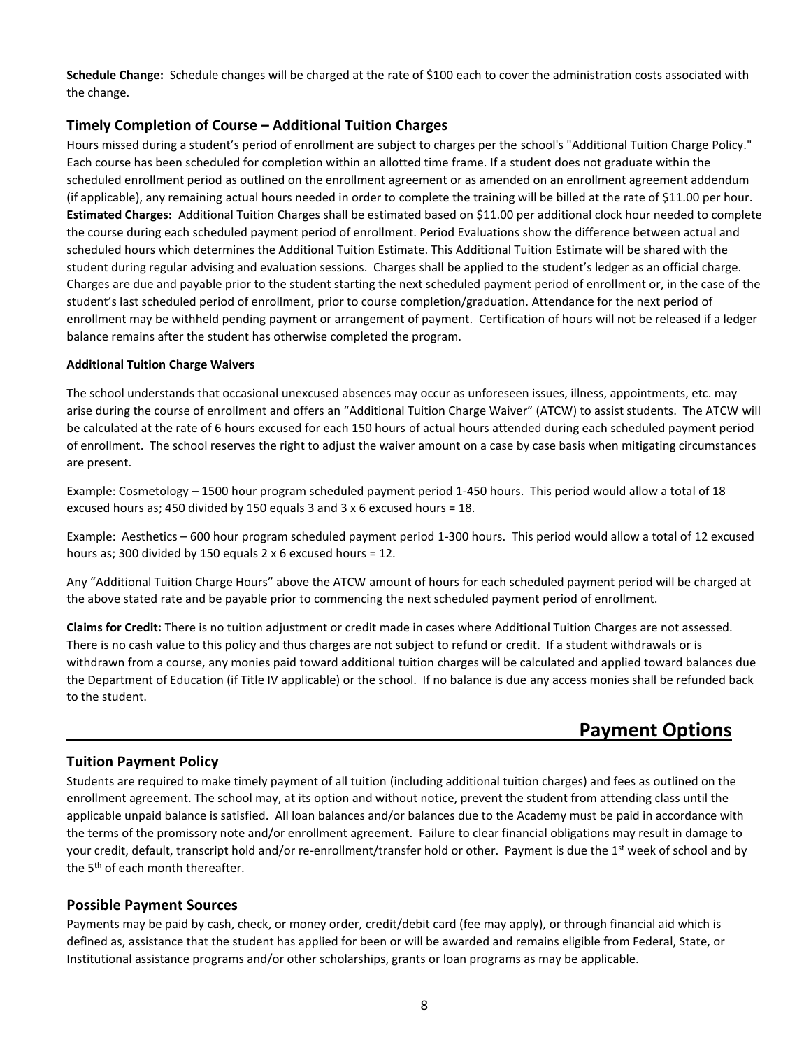**Schedule Change:** Schedule changes will be charged at the rate of $100 each to cover the administration costs associated with the change.

### Timely Completion of Course – Additional Tuition Charges

Hours missed during a student's period of enrollment are subject to charges per the school's "Additional Tuition Charge Policy." Each course has been scheduled for completion within an allotted time frame. If a student does not graduate within the scheduled enrollment period as outlined on the enrollment agreement or as amended on an enrollment agreement addendum (if applicable), any remaining actual hours needed in order to complete the training will be billed at the rate of $11.00 per hour. **Estimated Charges:** Additional Tuition Charges shall be estimated based on $11.00 per additional clock hour needed to complete the course during each scheduled payment period of enrollment. Period Evaluations show the difference between actual and scheduled hours which determines the Additional Tuition Estimate. This Additional Tuition Estimate will be shared with the student during regular advising and evaluation sessions. Charges shall be applied to the student's ledger as an official charge. Charges are due and payable prior to the student starting the next scheduled payment period of enrollment or, in the case of the student's last scheduled period of enrollment, prior to course completion/graduation. Attendance for the next period of enrollment may be withheld pending payment or arrangement of payment. Certification of hours will not be released if a ledger balance remains after the student has otherwise completed the program.

#### Additional Tuition Charge Waivers

The school understands that occasional unexcused absences may occur as unforeseen issues, illness, appointments, etc. may arise during the course of enrollment and offers an "Additional Tuition Charge Waiver" (ATCW) to assist students. The ATCW will be calculated at the rate of 6 hours excused for each 150 hours of actual hours attended during each scheduled payment period of enrollment. The school reserves the right to adjust the waiver amount on a case by case basis when mitigating circumstances are present.

Example: Cosmetology – 1500 hour program scheduled payment period 1-450 hours. This period would allow a total of 18 excused hours as; 450 divided by 150 equals 3 and 3 x 6 excused hours = 18.

Example: Aesthetics – 600 hour program scheduled payment period 1-300 hours. This period would allow a total of 12 excused hours as; 300 divided by 150 equals 2 x 6 excused hours = 12.

Any "Additional Tuition Charge Hours" above the ATCW amount of hours for each scheduled payment period will be charged at the above stated rate and be payable prior to commencing the next scheduled payment period of enrollment.

**Claims for Credit:** There is no tuition adjustment or credit made in cases where Additional Tuition Charges are not assessed. There is no cash value to this policy and thus charges are not subject to refund or credit. If a student withdrawals or is withdrawn from a course, any monies paid toward additional tuition charges will be calculated and applied toward balances due the Department of Education (if Title IV applicable) or the school. If no balance is due any access monies shall be refunded back to the student.

## Payment Options

### Tuition Payment Policy

Students are required to make timely payment of all tuition (including additional tuition charges) and fees as outlined on the enrollment agreement. The school may, at its option and without notice, prevent the student from attending class until the applicable unpaid balance is satisfied. All loan balances and/or balances due to the Academy must be paid in accordance with the terms of the promissory note and/or enrollment agreement. Failure to clear financial obligations may result in damage to your credit, default, transcript hold and/or re-enrollment/transfer hold or other. Payment is due the 1st week of school and by the 5th of each month thereafter.

### Possible Payment Sources

Payments may be paid by cash, check, or money order, credit/debit card (fee may apply), or through financial aid which is defined as, assistance that the student has applied for been or will be awarded and remains eligible from Federal, State, or Institutional assistance programs and/or other scholarships, grants or loan programs as may be applicable.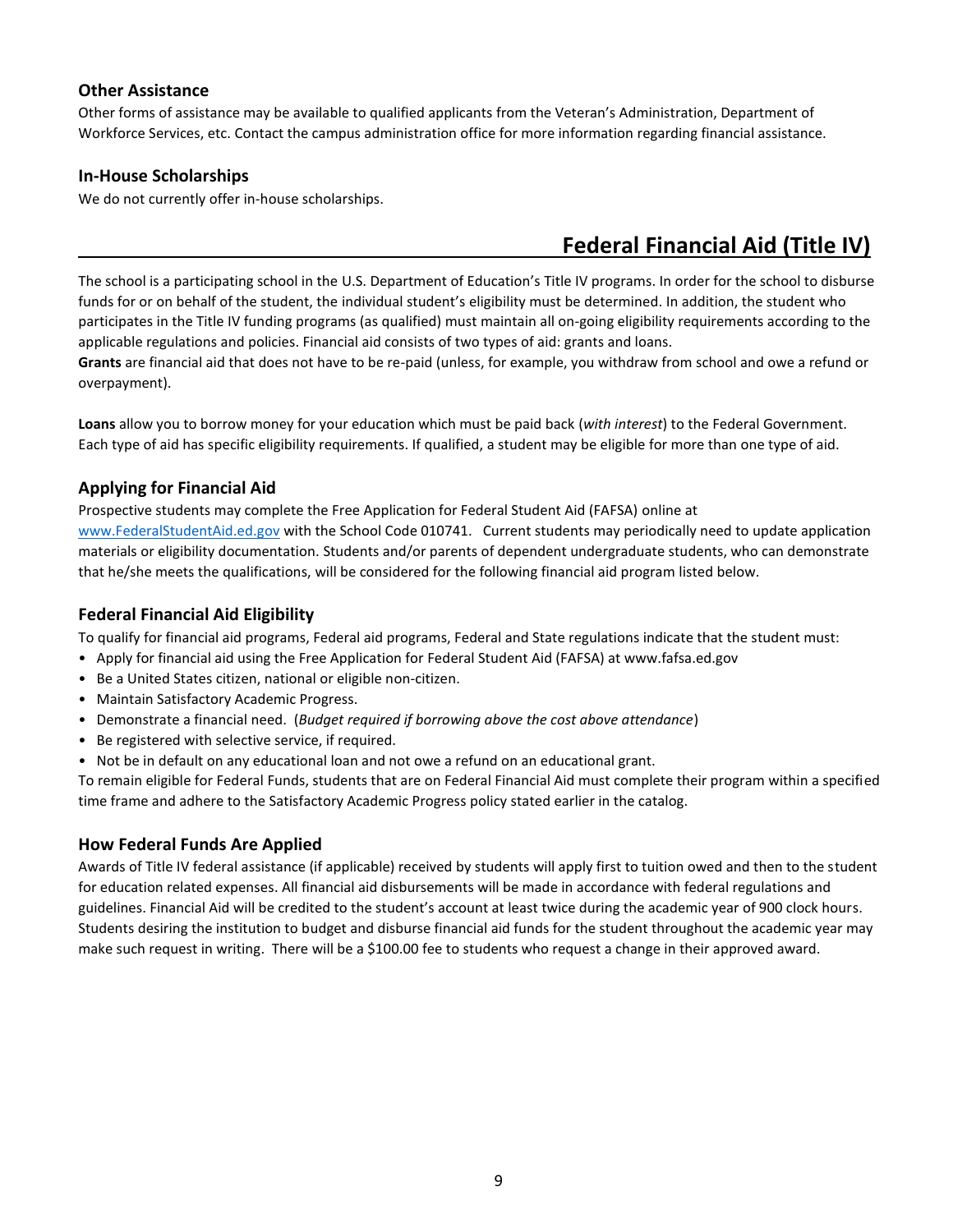### Other Assistance

Other forms of assistance may be available to qualified applicants from the Veteran's Administration, Department of Workforce Services, etc. Contact the campus administration office for more information regarding financial assistance.

### In-House Scholarships

We do not currently offer in-house scholarships.

## Federal Financial Aid (Title IV)

The school is a participating school in the U.S. Department of Education's Title IV programs. In order for the school to disburse funds for or on behalf of the student, the individual student's eligibility must be determined. In addition, the student who participates in the Title IV funding programs (as qualified) must maintain all on-going eligibility requirements according to the applicable regulations and policies. Financial aid consists of two types of aid: grants and loans.

**Grants** are financial aid that does not have to be re-paid (unless, for example, you withdraw from school and owe a refund or overpayment).

**Loans** allow you to borrow money for your education which must be paid back (*with interest*) to the Federal Government. Each type of aid has specific eligibility requirements. If qualified, a student may be eligible for more than one type of aid.

### Applying for Financial Aid

Prospective students may complete the Free Application for Federal Student Aid (FAFSA) online at [www.FederalStudentAid.ed.gov](http://www.FederalStudentAid.ed.gov) with the School Code 010741. Current students may periodically need to update application materials or eligibility documentation. Students and/or parents of dependent undergraduate students, who can demonstrate that he/she meets the qualifications, will be considered for the following financial aid program listed below.

### Federal Financial Aid Eligibility

To qualify for financial aid programs, Federal aid programs, Federal and State regulations indicate that the student must:

- Apply for financial aid using the Free Application for Federal Student Aid (FAFSA) at www.fafsa.ed.gov
- Be a United States citizen, national or eligible non-citizen.
- Maintain Satisfactory Academic Progress.
- Demonstrate a financial need. (*Budget required if borrowing above the cost above attendance*)
- Be registered with selective service, if required.
- Not be in default on any educational loan and not owe a refund on an educational grant.

To remain eligible for Federal Funds, students that are on Federal Financial Aid must complete their program within a specified time frame and adhere to the Satisfactory Academic Progress policy stated earlier in the catalog.

### How Federal Funds Are Applied

Awards of Title IV federal assistance (if applicable) received by students will apply first to tuition owed and then to the student for education related expenses. All financial aid disbursements will be made in accordance with federal regulations and guidelines. Financial Aid will be credited to the student's account at least twice during the academic year of 900 clock hours. Students desiring the institution to budget and disburse financial aid funds for the student throughout the academic year may make such request in writing. There will be a $100.00 fee to students who request a change in their approved award.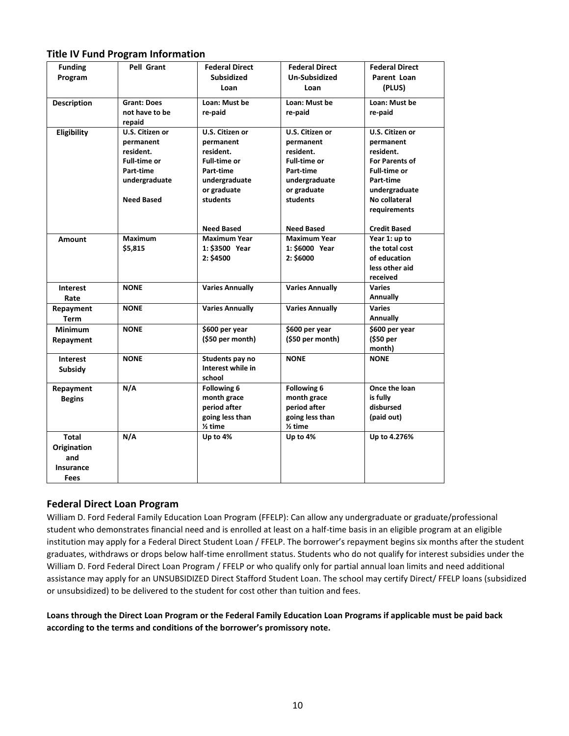### Title IV Fund Program Information

| Funding Program | Pell Grant | Federal Direct Subsidized Loan | Federal Direct Un-Subsidized Loan | Federal Direct Parent Loan (PLUS) |
|---|---|---|---|---|
| **Description** | **Grant: Does not have to be repaid** | **Loan: Must be re-paid** | **Loan: Must be re-paid** | **Loan: Must be re-paid** |
| **Eligibility** | **U.S. Citizen or permanent resident. Full-time or Part-time undergraduate** <br> **Need Based** | **U.S. Citizen or permanent resident. Full-time or Part-time undergraduate or graduate students** <br> **Need Based** | **U.S. Citizen or permanent resident. Full-time or Part-time undergraduate or graduate students** <br> **Need Based** | **U.S. Citizen or permanent resident. For Parents of Full-time or Part-time undergraduate No collateral requirements** <br> **Credit Based** |
| **Amount** | **Maximum $5,815** | **Maximum Year 1: $3500 Year 2: $4500** | **Maximum Year 1: $6000 Year 2: $6000** | **Year 1: up to the total cost of education less other aid received** |
| **Interest Rate** | **NONE** | **Varies Annually** | **Varies Annually** | **Varies Annually** |
| **Repayment Term** | **NONE** | **Varies Annually** | **Varies Annually** | **Varies Annually** |
| **Minimum Repayment** | **NONE** | **$600 per year ($50 per month)** | **$600 per year ($50 per month)** | **$600 per year ($50 per month)** |
| **Interest Subsidy** | **NONE** | **Students pay no Interest while in school** | **NONE** | **NONE** |
| **Repayment Begins** | **N/A** | **Following 6 month grace period after going less than ½ time** | **Following 6 month grace period after going less than ½ time** | **Once the loan is fully disbursed (paid out)** |
| **Total Origination and Insurance Fees** | **N/A** | **Up to 4%** | **Up to 4%** | **Up to 4.276%** |

### Federal Direct Loan Program

William D. Ford Federal Family Education Loan Program (FFELP): Can allow any undergraduate or graduate/professional student who demonstrates financial need and is enrolled at least on a half-time basis in an eligible program at an eligible institution may apply for a Federal Direct Student Loan / FFELP. The borrower's repayment begins six months after the student graduates, withdraws or drops below half-time enrollment status. Students who do not qualify for interest subsidies under the William D. Ford Federal Direct Loan Program / FFELP or who qualify only for partial annual loan limits and need additional assistance may apply for an UNSUBSIDIZED Direct Stafford Student Loan. The school may certify Direct/ FFELP loans (subsidized or unsubsidized) to be delivered to the student for cost other than tuition and fees.

**Loans through the Direct Loan Program or the Federal Family Education Loan Programs if applicable must be paid back according to the terms and conditions of the borrower's promissory note.**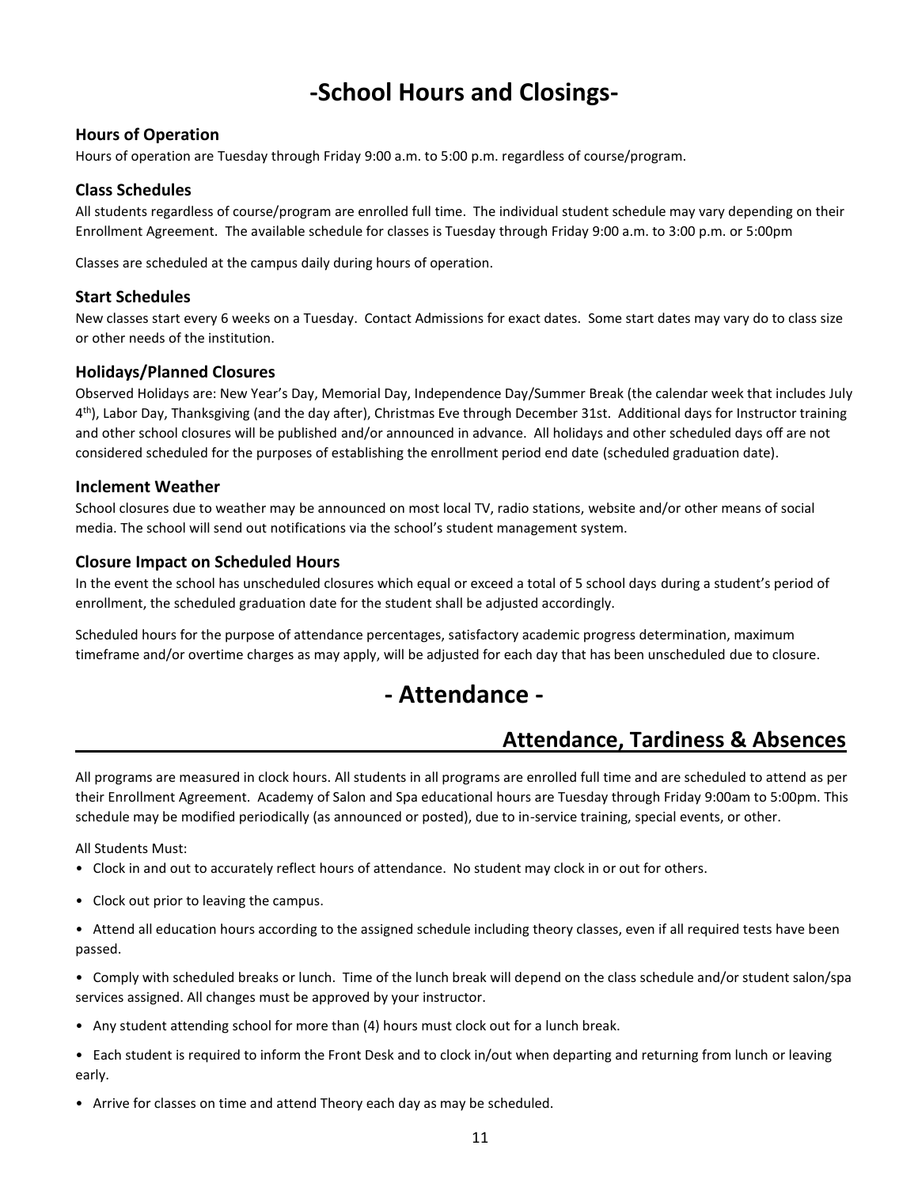# -School Hours and Closings-

### Hours of Operation

Hours of operation are Tuesday through Friday 9:00 a.m. to 5:00 p.m. regardless of course/program.

### Class Schedules

All students regardless of course/program are enrolled full time. The individual student schedule may vary depending on their Enrollment Agreement. The available schedule for classes is Tuesday through Friday 9:00 a.m. to 3:00 p.m. or 5:00pm

Classes are scheduled at the campus daily during hours of operation.

### Start Schedules

New classes start every 6 weeks on a Tuesday. Contact Admissions for exact dates. Some start dates may vary do to class size or other needs of the institution.

### Holidays/Planned Closures

Observed Holidays are: New Year's Day, Memorial Day, Independence Day/Summer Break (the calendar week that includes July 4th), Labor Day, Thanksgiving (and the day after), Christmas Eve through December 31st. Additional days for Instructor training and other school closures will be published and/or announced in advance. All holidays and other scheduled days off are not considered scheduled for the purposes of establishing the enrollment period end date (scheduled graduation date).

### Inclement Weather

School closures due to weather may be announced on most local TV, radio stations, website and/or other means of social media. The school will send out notifications via the school's student management system.

### Closure Impact on Scheduled Hours

In the event the school has unscheduled closures which equal or exceed a total of 5 school days during a student's period of enrollment, the scheduled graduation date for the student shall be adjusted accordingly.

Scheduled hours for the purpose of attendance percentages, satisfactory academic progress determination, maximum timeframe and/or overtime charges as may apply, will be adjusted for each day that has been unscheduled due to closure.

# - Attendance -

## Attendance, Tardiness & Absences

All programs are measured in clock hours. All students in all programs are enrolled full time and are scheduled to attend as per their Enrollment Agreement. Academy of Salon and Spa educational hours are Tuesday through Friday 9:00am to 5:00pm. This schedule may be modified periodically (as announced or posted), due to in-service training, special events, or other.

All Students Must:

- Clock in and out to accurately reflect hours of attendance. No student may clock in or out for others.
- Clock out prior to leaving the campus.
- Attend all education hours according to the assigned schedule including theory classes, even if all required tests have been passed.
- Comply with scheduled breaks or lunch. Time of the lunch break will depend on the class schedule and/or student salon/spa services assigned. All changes must be approved by your instructor.
- Any student attending school for more than (4) hours must clock out for a lunch break.
- Each student is required to inform the Front Desk and to clock in/out when departing and returning from lunch or leaving early.
- Arrive for classes on time and attend Theory each day as may be scheduled.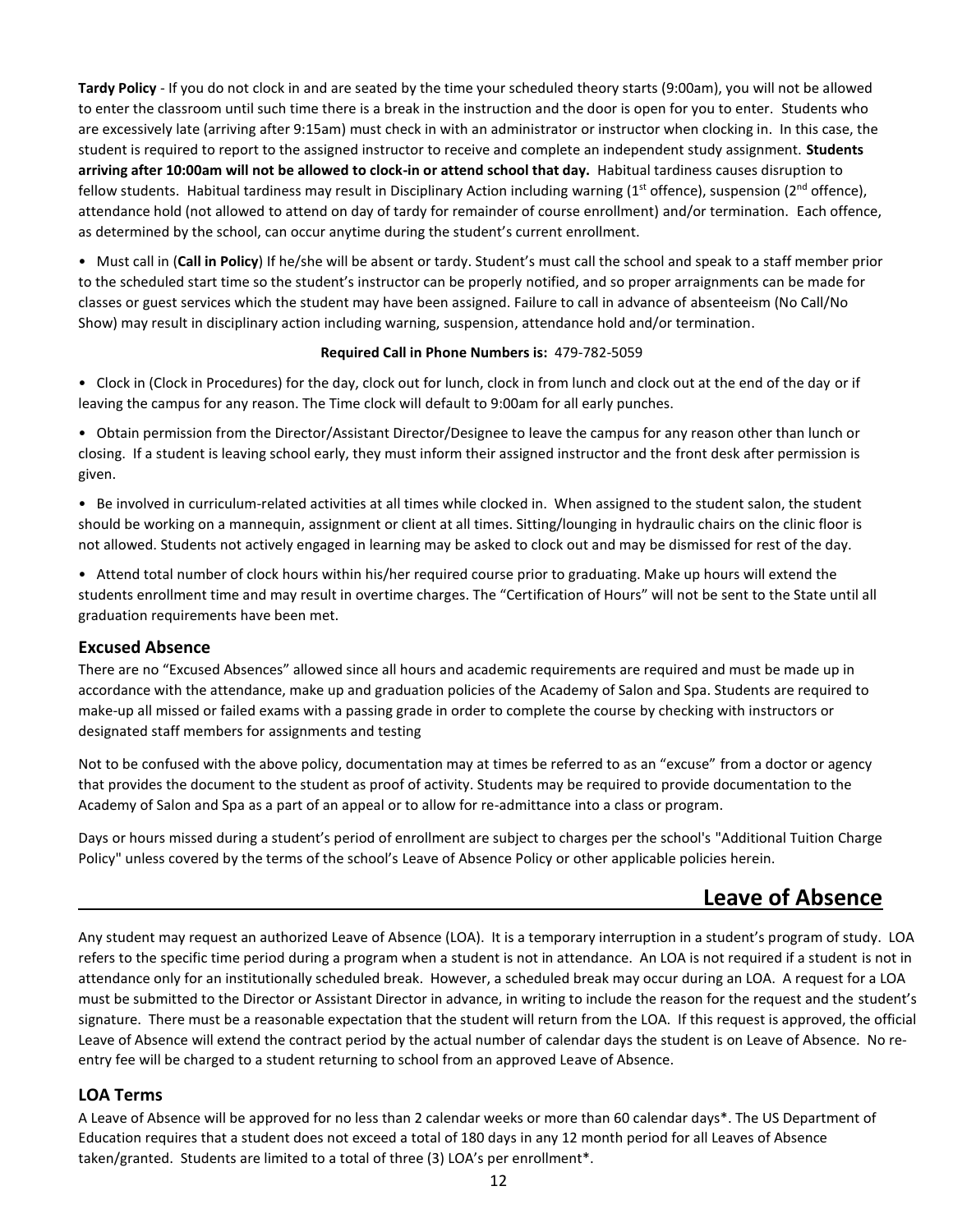**Tardy Policy** - If you do not clock in and are seated by the time your scheduled theory starts (9:00am), you will not be allowed to enter the classroom until such time there is a break in the instruction and the door is open for you to enter. Students who are excessively late (arriving after 9:15am) must check in with an administrator or instructor when clocking in. In this case, the student is required to report to the assigned instructor to receive and complete an independent study assignment. **Students arriving after 10:00am will not be allowed to clock-in or attend school that day.** Habitual tardiness causes disruption to fellow students. Habitual tardiness may result in Disciplinary Action including warning (1st offence), suspension (2nd offence), attendance hold (not allowed to attend on day of tardy for remainder of course enrollment) and/or termination. Each offence, as determined by the school, can occur anytime during the student's current enrollment.

- Must call in (**Call in Policy**) If he/she will be absent or tardy. Student's must call the school and speak to a staff member prior to the scheduled start time so the student's instructor can be properly notified, and so proper arraignments can be made for classes or guest services which the student may have been assigned. Failure to call in advance of absenteeism (No Call/No Show) may result in disciplinary action including warning, suspension, attendance hold and/or termination.

**Required Call in Phone Numbers is:** 479-782-5059

- Clock in (Clock in Procedures) for the day, clock out for lunch, clock in from lunch and clock out at the end of the day or if leaving the campus for any reason. The Time clock will default to 9:00am for all early punches.
- Obtain permission from the Director/Assistant Director/Designee to leave the campus for any reason other than lunch or closing. If a student is leaving school early, they must inform their assigned instructor and the front desk after permission is given.
- Be involved in curriculum-related activities at all times while clocked in. When assigned to the student salon, the student should be working on a mannequin, assignment or client at all times. Sitting/lounging in hydraulic chairs on the clinic floor is not allowed. Students not actively engaged in learning may be asked to clock out and may be dismissed for rest of the day.
- Attend total number of clock hours within his/her required course prior to graduating. Make up hours will extend the students enrollment time and may result in overtime charges. The "Certification of Hours" will not be sent to the State until all graduation requirements have been met.

### Excused Absence

There are no "Excused Absences" allowed since all hours and academic requirements are required and must be made up in accordance with the attendance, make up and graduation policies of the Academy of Salon and Spa. Students are required to make-up all missed or failed exams with a passing grade in order to complete the course by checking with instructors or designated staff members for assignments and testing

Not to be confused with the above policy, documentation may at times be referred to as an "excuse" from a doctor or agency that provides the document to the student as proof of activity. Students may be required to provide documentation to the Academy of Salon and Spa as a part of an appeal or to allow for re-admittance into a class or program.

Days or hours missed during a student's period of enrollment are subject to charges per the school's "Additional Tuition Charge Policy" unless covered by the terms of the school's Leave of Absence Policy or other applicable policies herein.

## Leave of Absence

Any student may request an authorized Leave of Absence (LOA). It is a temporary interruption in a student's program of study. LOA refers to the specific time period during a program when a student is not in attendance. An LOA is not required if a student is not in attendance only for an institutionally scheduled break. However, a scheduled break may occur during an LOA. A request for a LOA must be submitted to the Director or Assistant Director in advance, in writing to include the reason for the request and the student's signature. There must be a reasonable expectation that the student will return from the LOA. If this request is approved, the official Leave of Absence will extend the contract period by the actual number of calendar days the student is on Leave of Absence. No re-entry fee will be charged to a student returning to school from an approved Leave of Absence.

### LOA Terms

A Leave of Absence will be approved for no less than 2 calendar weeks or more than 60 calendar days*. The US Department of Education requires that a student does not exceed a total of 180 days in any 12 month period for all Leaves of Absence taken/granted. Students are limited to a total of three (3) LOA's per enrollment*.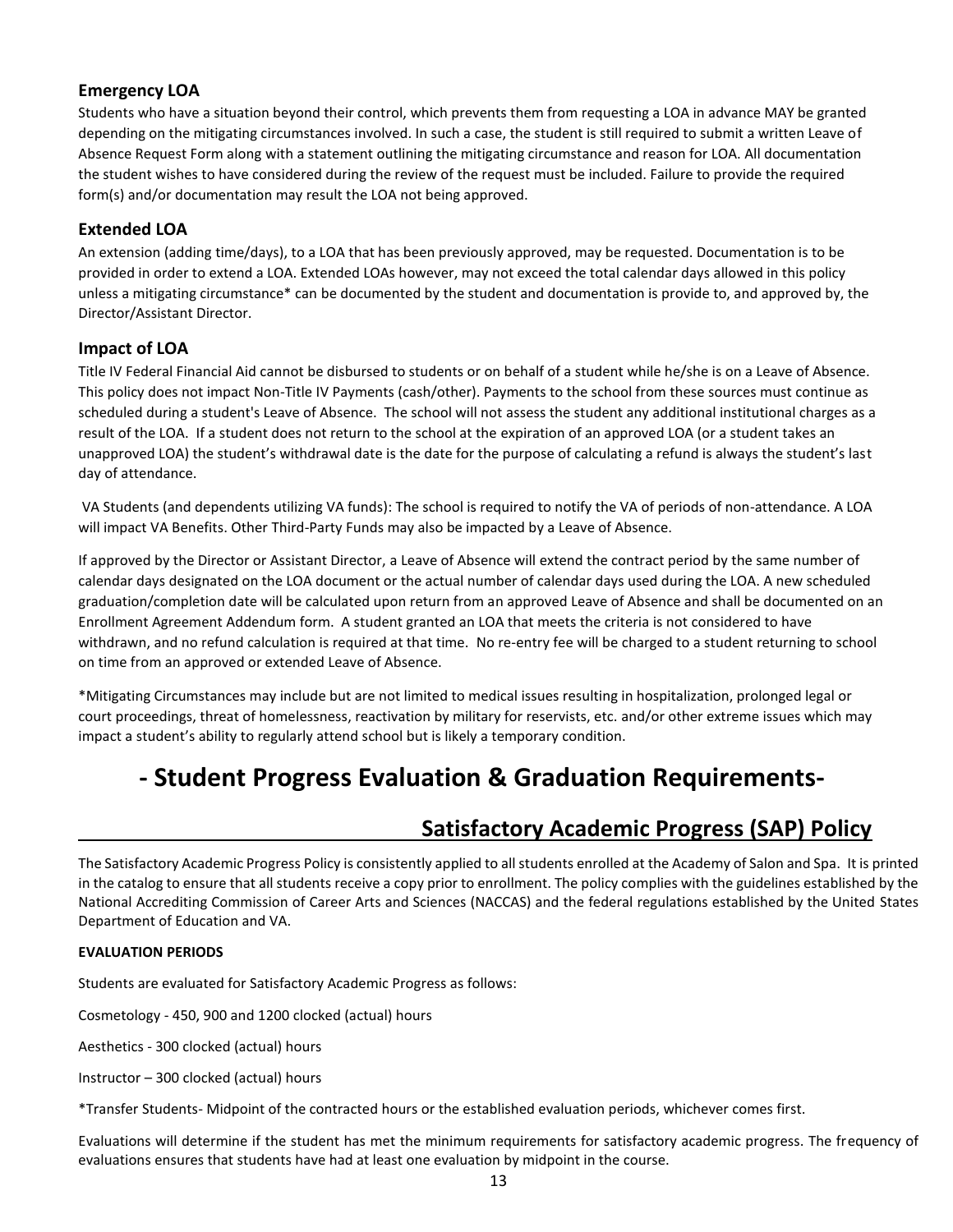### Emergency LOA

Students who have a situation beyond their control, which prevents them from requesting a LOA in advance MAY be granted depending on the mitigating circumstances involved. In such a case, the student is still required to submit a written Leave of Absence Request Form along with a statement outlining the mitigating circumstance and reason for LOA. All documentation the student wishes to have considered during the review of the request must be included. Failure to provide the required form(s) and/or documentation may result the LOA not being approved.

### Extended LOA

An extension (adding time/days), to a LOA that has been previously approved, may be requested. Documentation is to be provided in order to extend a LOA. Extended LOAs however, may not exceed the total calendar days allowed in this policy unless a mitigating circumstance* can be documented by the student and documentation is provide to, and approved by, the Director/Assistant Director.

### Impact of LOA

Title IV Federal Financial Aid cannot be disbursed to students or on behalf of a student while he/she is on a Leave of Absence. This policy does not impact Non-Title IV Payments (cash/other). Payments to the school from these sources must continue as scheduled during a student's Leave of Absence. The school will not assess the student any additional institutional charges as a result of the LOA. If a student does not return to the school at the expiration of an approved LOA (or a student takes an unapproved LOA) the student's withdrawal date is the date for the purpose of calculating a refund is always the student's last day of attendance.

VA Students (and dependents utilizing VA funds): The school is required to notify the VA of periods of non-attendance. A LOA will impact VA Benefits. Other Third-Party Funds may also be impacted by a Leave of Absence.

If approved by the Director or Assistant Director, a Leave of Absence will extend the contract period by the same number of calendar days designated on the LOA document or the actual number of calendar days used during the LOA. A new scheduled graduation/completion date will be calculated upon return from an approved Leave of Absence and shall be documented on an Enrollment Agreement Addendum form. A student granted an LOA that meets the criteria is not considered to have withdrawn, and no refund calculation is required at that time. No re-entry fee will be charged to a student returning to school on time from an approved or extended Leave of Absence.

*Mitigating Circumstances may include but are not limited to medical issues resulting in hospitalization, prolonged legal or court proceedings, threat of homelessness, reactivation by military for reservists, etc. and/or other extreme issues which may impact a student's ability to regularly attend school but is likely a temporary condition.

# - Student Progress Evaluation & Graduation Requirements-

## Satisfactory Academic Progress (SAP) Policy

The Satisfactory Academic Progress Policy is consistently applied to all students enrolled at the Academy of Salon and Spa. It is printed in the catalog to ensure that all students receive a copy prior to enrollment. The policy complies with the guidelines established by the National Accrediting Commission of Career Arts and Sciences (NACCAS) and the federal regulations established by the United States Department of Education and VA.

**EVALUATION PERIODS**

Students are evaluated for Satisfactory Academic Progress as follows:

Cosmetology - 450, 900 and 1200 clocked (actual) hours

Aesthetics - 300 clocked (actual) hours

Instructor – 300 clocked (actual) hours

*Transfer Students- Midpoint of the contracted hours or the established evaluation periods, whichever comes first.

Evaluations will determine if the student has met the minimum requirements for satisfactory academic progress. The frequency of evaluations ensures that students have had at least one evaluation by midpoint in the course.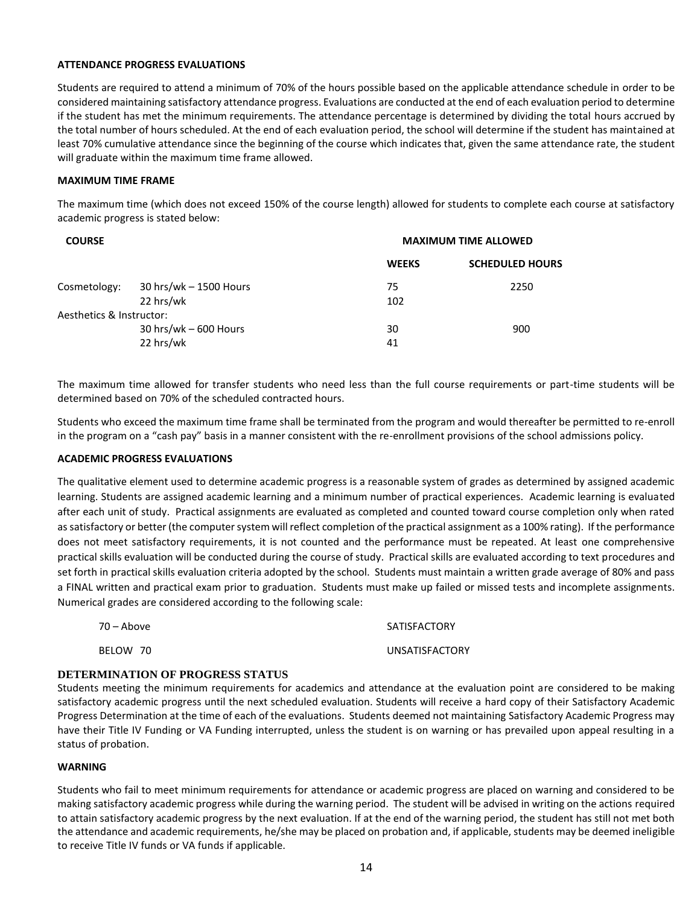**ATTENDANCE PROGRESS EVALUATIONS**

Students are required to attend a minimum of 70% of the hours possible based on the applicable attendance schedule in order to be considered maintaining satisfactory attendance progress. Evaluations are conducted at the end of each evaluation period to determine if the student has met the minimum requirements. The attendance percentage is determined by dividing the total hours accrued by the total number of hours scheduled. At the end of each evaluation period, the school will determine if the student has maintained at least 70% cumulative attendance since the beginning of the course which indicates that, given the same attendance rate, the student will graduate within the maximum time frame allowed.

**MAXIMUM TIME FRAME**

The maximum time (which does not exceed 150% of the course length) allowed for students to complete each course at satisfactory academic progress is stated below:

| COURSE | | MAXIMUM TIME ALLOWED | |
|---|---|---|---|
| | | WEEKS | SCHEDULED HOURS |
| Cosmetology: | 30 hrs/wk – 1500 Hours | 75 | 2250 |
| | 22 hrs/wk | 102 | |
| Aesthetics & Instructor: | | | |
| | 30 hrs/wk – 600 Hours | 30 | 900 |
| | 22 hrs/wk | 41 | |

The maximum time allowed for transfer students who need less than the full course requirements or part-time students will be determined based on 70% of the scheduled contracted hours.

Students who exceed the maximum time frame shall be terminated from the program and would thereafter be permitted to re-enroll in the program on a "cash pay" basis in a manner consistent with the re-enrollment provisions of the school admissions policy.

**ACADEMIC PROGRESS EVALUATIONS**

The qualitative element used to determine academic progress is a reasonable system of grades as determined by assigned academic learning. Students are assigned academic learning and a minimum number of practical experiences. Academic learning is evaluated after each unit of study. Practical assignments are evaluated as completed and counted toward course completion only when rated as satisfactory or better (the computer system will reflect completion of the practical assignment as a 100% rating). If the performance does not meet satisfactory requirements, it is not counted and the performance must be repeated. At least one comprehensive practical skills evaluation will be conducted during the course of study. Practical skills are evaluated according to text procedures and set forth in practical skills evaluation criteria adopted by the school. Students must maintain a written grade average of 80% and pass a FINAL written and practical exam prior to graduation. Students must make up failed or missed tests and incomplete assignments. Numerical grades are considered according to the following scale:

| | |
|---|---|
| 70 – Above | SATISFACTORY |
| BELOW 70 | UNSATISFACTORY |

**DETERMINATION OF PROGRESS STATUS**

Students meeting the minimum requirements for academics and attendance at the evaluation point are considered to be making satisfactory academic progress until the next scheduled evaluation. Students will receive a hard copy of their Satisfactory Academic Progress Determination at the time of each of the evaluations. Students deemed not maintaining Satisfactory Academic Progress may have their Title IV Funding or VA Funding interrupted, unless the student is on warning or has prevailed upon appeal resulting in a status of probation.

**WARNING**

Students who fail to meet minimum requirements for attendance or academic progress are placed on warning and considered to be making satisfactory academic progress while during the warning period. The student will be advised in writing on the actions required to attain satisfactory academic progress by the next evaluation. If at the end of the warning period, the student has still not met both the attendance and academic requirements, he/she may be placed on probation and, if applicable, students may be deemed ineligible to receive Title IV funds or VA funds if applicable.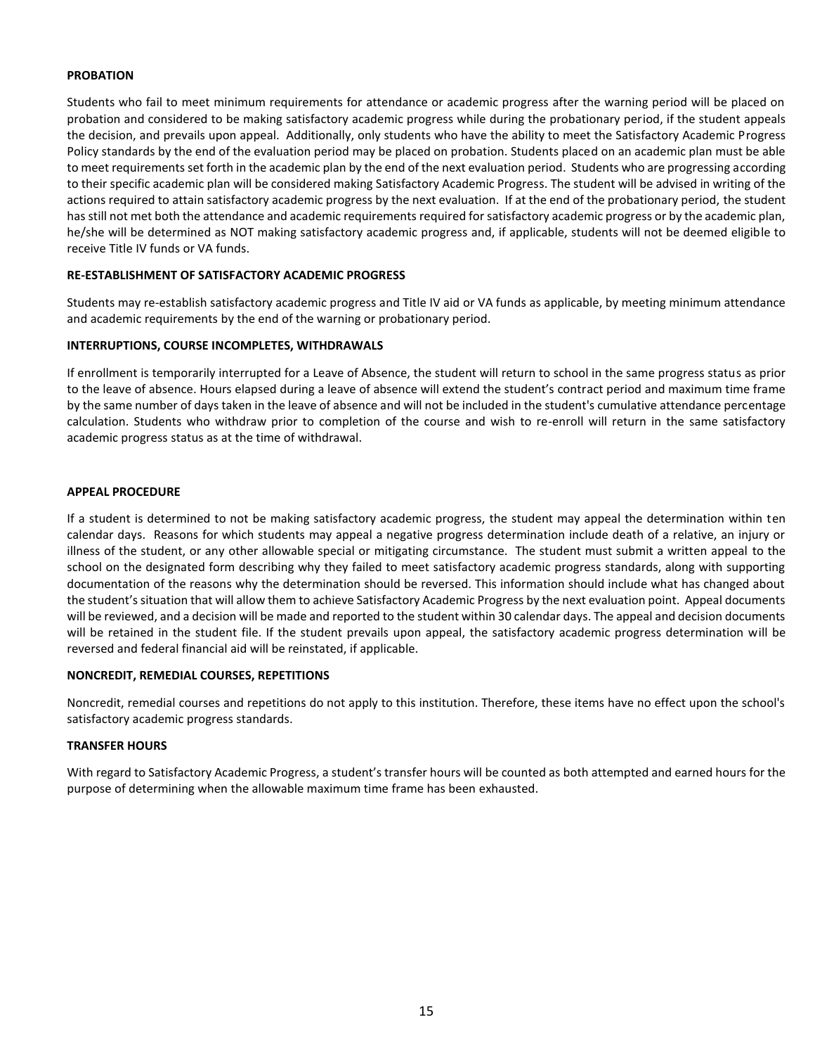**PROBATION**

Students who fail to meet minimum requirements for attendance or academic progress after the warning period will be placed on probation and considered to be making satisfactory academic progress while during the probationary period, if the student appeals the decision, and prevails upon appeal. Additionally, only students who have the ability to meet the Satisfactory Academic Progress Policy standards by the end of the evaluation period may be placed on probation. Students placed on an academic plan must be able to meet requirements set forth in the academic plan by the end of the next evaluation period. Students who are progressing according to their specific academic plan will be considered making Satisfactory Academic Progress. The student will be advised in writing of the actions required to attain satisfactory academic progress by the next evaluation. If at the end of the probationary period, the student has still not met both the attendance and academic requirements required for satisfactory academic progress or by the academic plan, he/she will be determined as NOT making satisfactory academic progress and, if applicable, students will not be deemed eligible to receive Title IV funds or VA funds.

**RE-ESTABLISHMENT OF SATISFACTORY ACADEMIC PROGRESS**

Students may re-establish satisfactory academic progress and Title IV aid or VA funds as applicable, by meeting minimum attendance and academic requirements by the end of the warning or probationary period.

**INTERRUPTIONS, COURSE INCOMPLETES, WITHDRAWALS**

If enrollment is temporarily interrupted for a Leave of Absence, the student will return to school in the same progress status as prior to the leave of absence. Hours elapsed during a leave of absence will extend the student's contract period and maximum time frame by the same number of days taken in the leave of absence and will not be included in the student's cumulative attendance percentage calculation. Students who withdraw prior to completion of the course and wish to re-enroll will return in the same satisfactory academic progress status as at the time of withdrawal.

**APPEAL PROCEDURE**

If a student is determined to not be making satisfactory academic progress, the student may appeal the determination within ten calendar days. Reasons for which students may appeal a negative progress determination include death of a relative, an injury or illness of the student, or any other allowable special or mitigating circumstance. The student must submit a written appeal to the school on the designated form describing why they failed to meet satisfactory academic progress standards, along with supporting documentation of the reasons why the determination should be reversed. This information should include what has changed about the student's situation that will allow them to achieve Satisfactory Academic Progress by the next evaluation point. Appeal documents will be reviewed, and a decision will be made and reported to the student within 30 calendar days. The appeal and decision documents will be retained in the student file. If the student prevails upon appeal, the satisfactory academic progress determination will be reversed and federal financial aid will be reinstated, if applicable.

**NONCREDIT, REMEDIAL COURSES, REPETITIONS**

Noncredit, remedial courses and repetitions do not apply to this institution. Therefore, these items have no effect upon the school's satisfactory academic progress standards.

**TRANSFER HOURS**

With regard to Satisfactory Academic Progress, a student's transfer hours will be counted as both attempted and earned hours for the purpose of determining when the allowable maximum time frame has been exhausted.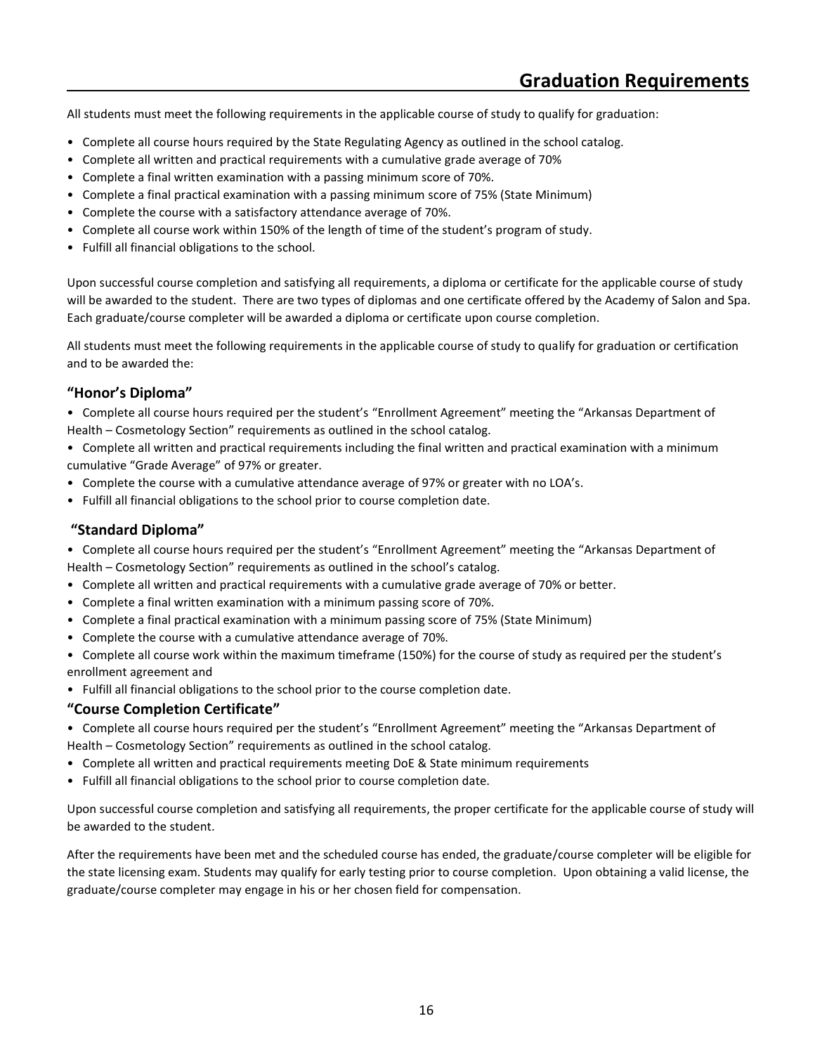# Graduation Requirements

All students must meet the following requirements in the applicable course of study to qualify for graduation:

- Complete all course hours required by the State Regulating Agency as outlined in the school catalog.
- Complete all written and practical requirements with a cumulative grade average of 70%
- Complete a final written examination with a passing minimum score of 70%.
- Complete a final practical examination with a passing minimum score of 75% (State Minimum)
- Complete the course with a satisfactory attendance average of 70%.
- Complete all course work within 150% of the length of time of the student's program of study.
- Fulfill all financial obligations to the school.

Upon successful course completion and satisfying all requirements, a diploma or certificate for the applicable course of study will be awarded to the student. There are two types of diplomas and one certificate offered by the Academy of Salon and Spa. Each graduate/course completer will be awarded a diploma or certificate upon course completion.

All students must meet the following requirements in the applicable course of study to qualify for graduation or certification and to be awarded the:

### "Honor's Diploma"

- Complete all course hours required per the student's "Enrollment Agreement" meeting the "Arkansas Department of Health – Cosmetology Section" requirements as outlined in the school catalog.
- Complete all written and practical requirements including the final written and practical examination with a minimum cumulative "Grade Average" of 97% or greater.
- Complete the course with a cumulative attendance average of 97% or greater with no LOA's.
- Fulfill all financial obligations to the school prior to course completion date.

### "Standard Diploma"

- Complete all course hours required per the student's "Enrollment Agreement" meeting the "Arkansas Department of Health – Cosmetology Section" requirements as outlined in the school's catalog.
- Complete all written and practical requirements with a cumulative grade average of 70% or better.
- Complete a final written examination with a minimum passing score of 70%.
- Complete a final practical examination with a minimum passing score of 75% (State Minimum)
- Complete the course with a cumulative attendance average of 70%.
- Complete all course work within the maximum timeframe (150%) for the course of study as required per the student's enrollment agreement and
- Fulfill all financial obligations to the school prior to the course completion date.

### "Course Completion Certificate"

- Complete all course hours required per the student's "Enrollment Agreement" meeting the "Arkansas Department of Health – Cosmetology Section" requirements as outlined in the school catalog.
- Complete all written and practical requirements meeting DoE & State minimum requirements
- Fulfill all financial obligations to the school prior to course completion date.

Upon successful course completion and satisfying all requirements, the proper certificate for the applicable course of study will be awarded to the student.

After the requirements have been met and the scheduled course has ended, the graduate/course completer will be eligible for the state licensing exam. Students may qualify for early testing prior to course completion. Upon obtaining a valid license, the graduate/course completer may engage in his or her chosen field for compensation.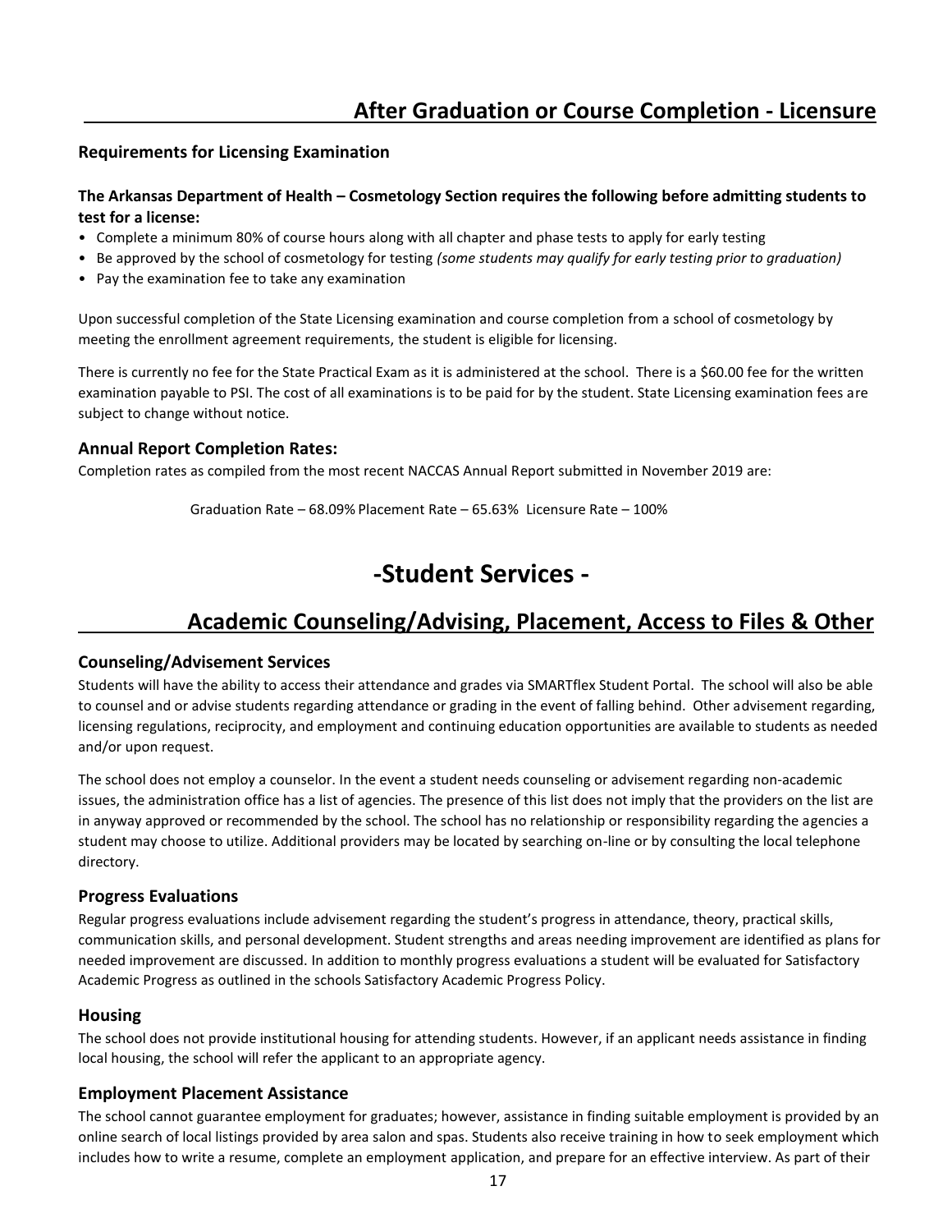# After Graduation or Course Completion - Licensure

### Requirements for Licensing Examination

**The Arkansas Department of Health – Cosmetology Section requires the following before admitting students to test for a license:**

- Complete a minimum 80% of course hours along with all chapter and phase tests to apply for early testing
- Be approved by the school of cosmetology for testing *(some students may qualify for early testing prior to graduation)*
- Pay the examination fee to take any examination

Upon successful completion of the State Licensing examination and course completion from a school of cosmetology by meeting the enrollment agreement requirements, the student is eligible for licensing.

There is currently no fee for the State Practical Exam as it is administered at the school. There is a $60.00 fee for the written examination payable to PSI. The cost of all examinations is to be paid for by the student. State Licensing examination fees are subject to change without notice.

### Annual Report Completion Rates:

Completion rates as compiled from the most recent NACCAS Annual Report submitted in November 2019 are:

Graduation Rate – 68.09% Placement Rate – 65.63% Licensure Rate – 100%

# -Student Services -

## Academic Counseling/Advising, Placement, Access to Files & Other

### Counseling/Advisement Services

Students will have the ability to access their attendance and grades via SMARTflex Student Portal. The school will also be able to counsel and or advise students regarding attendance or grading in the event of falling behind. Other advisement regarding, licensing regulations, reciprocity, and employment and continuing education opportunities are available to students as needed and/or upon request.

The school does not employ a counselor. In the event a student needs counseling or advisement regarding non-academic issues, the administration office has a list of agencies. The presence of this list does not imply that the providers on the list are in anyway approved or recommended by the school. The school has no relationship or responsibility regarding the agencies a student may choose to utilize. Additional providers may be located by searching on-line or by consulting the local telephone directory.

### Progress Evaluations

Regular progress evaluations include advisement regarding the student's progress in attendance, theory, practical skills, communication skills, and personal development. Student strengths and areas needing improvement are identified as plans for needed improvement are discussed. In addition to monthly progress evaluations a student will be evaluated for Satisfactory Academic Progress as outlined in the schools Satisfactory Academic Progress Policy.

### Housing

The school does not provide institutional housing for attending students. However, if an applicant needs assistance in finding local housing, the school will refer the applicant to an appropriate agency.

### Employment Placement Assistance

The school cannot guarantee employment for graduates; however, assistance in finding suitable employment is provided by an online search of local listings provided by area salon and spas. Students also receive training in how to seek employment which includes how to write a resume, complete an employment application, and prepare for an effective interview. As part of their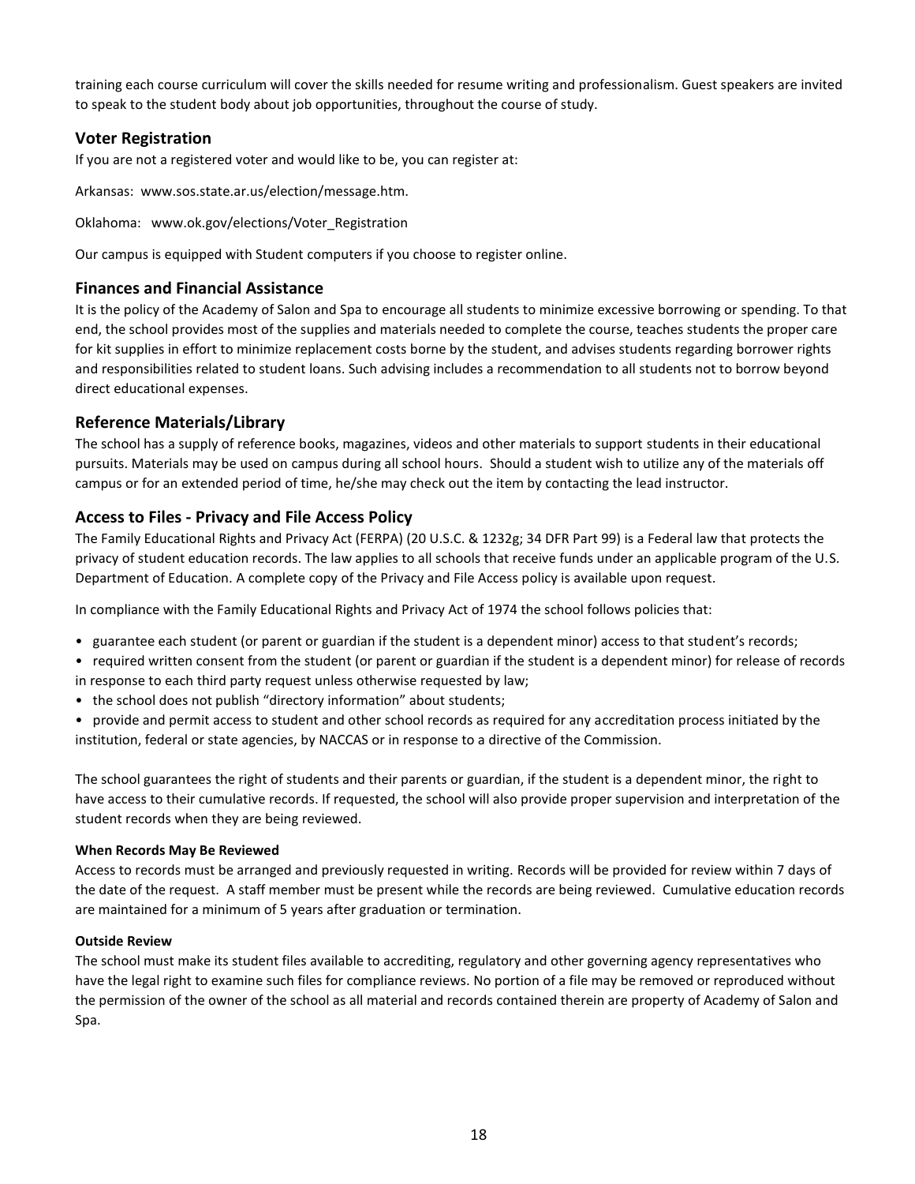training each course curriculum will cover the skills needed for resume writing and professionalism. Guest speakers are invited to speak to the student body about job opportunities, throughout the course of study.

## Voter Registration

If you are not a registered voter and would like to be, you can register at:

Arkansas: www.sos.state.ar.us/election/message.htm.

Oklahoma: www.ok.gov/elections/Voter_Registration

Our campus is equipped with Student computers if you choose to register online.

## Finances and Financial Assistance

It is the policy of the Academy of Salon and Spa to encourage all students to minimize excessive borrowing or spending. To that end, the school provides most of the supplies and materials needed to complete the course, teaches students the proper care for kit supplies in effort to minimize replacement costs borne by the student, and advises students regarding borrower rights and responsibilities related to student loans. Such advising includes a recommendation to all students not to borrow beyond direct educational expenses.

## Reference Materials/Library

The school has a supply of reference books, magazines, videos and other materials to support students in their educational pursuits. Materials may be used on campus during all school hours. Should a student wish to utilize any of the materials off campus or for an extended period of time, he/she may check out the item by contacting the lead instructor.

## Access to Files - Privacy and File Access Policy

The Family Educational Rights and Privacy Act (FERPA) (20 U.S.C. & 1232g; 34 DFR Part 99) is a Federal law that protects the privacy of student education records. The law applies to all schools that receive funds under an applicable program of the U.S. Department of Education. A complete copy of the Privacy and File Access policy is available upon request.

In compliance with the Family Educational Rights and Privacy Act of 1974 the school follows policies that:

- guarantee each student (or parent or guardian if the student is a dependent minor) access to that student's records;
- required written consent from the student (or parent or guardian if the student is a dependent minor) for release of records in response to each third party request unless otherwise requested by law;
- the school does not publish "directory information" about students;
- provide and permit access to student and other school records as required for any accreditation process initiated by the institution, federal or state agencies, by NACCAS or in response to a directive of the Commission.

The school guarantees the right of students and their parents or guardian, if the student is a dependent minor, the right to have access to their cumulative records. If requested, the school will also provide proper supervision and interpretation of the student records when they are being reviewed.

#### When Records May Be Reviewed

Access to records must be arranged and previously requested in writing. Records will be provided for review within 7 days of the date of the request. A staff member must be present while the records are being reviewed. Cumulative education records are maintained for a minimum of 5 years after graduation or termination.

#### Outside Review

The school must make its student files available to accrediting, regulatory and other governing agency representatives who have the legal right to examine such files for compliance reviews. No portion of a file may be removed or reproduced without the permission of the owner of the school as all material and records contained therein are property of Academy of Salon and Spa.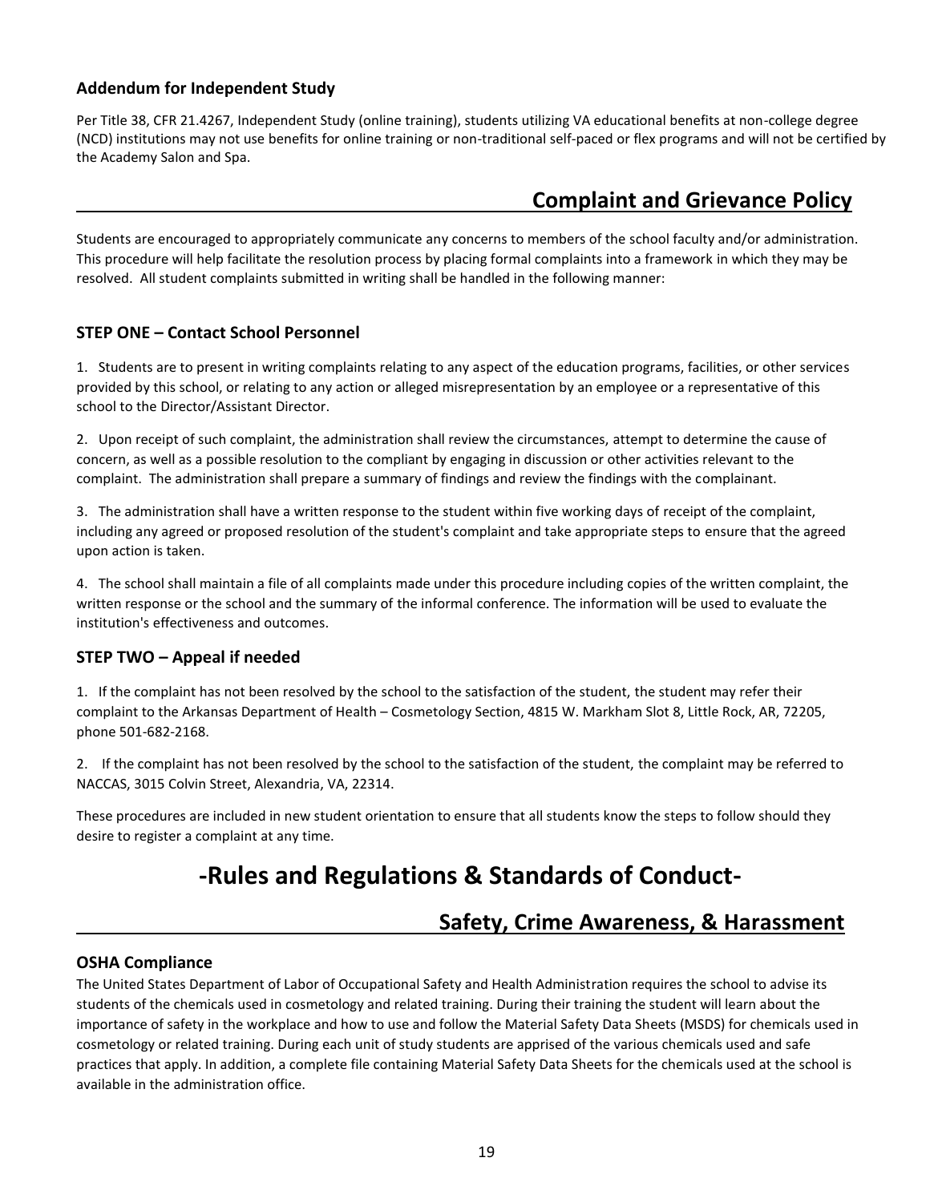### Addendum for Independent Study

Per Title 38, CFR 21.4267, Independent Study (online training), students utilizing VA educational benefits at non-college degree (NCD) institutions may not use benefits for online training or non-traditional self-paced or flex programs and will not be certified by the Academy Salon and Spa.

## Complaint and Grievance Policy

Students are encouraged to appropriately communicate any concerns to members of the school faculty and/or administration. This procedure will help facilitate the resolution process by placing formal complaints into a framework in which they may be resolved. All student complaints submitted in writing shall be handled in the following manner:

### STEP ONE – Contact School Personnel

1. Students are to present in writing complaints relating to any aspect of the education programs, facilities, or other services provided by this school, or relating to any action or alleged misrepresentation by an employee or a representative of this school to the Director/Assistant Director.

2. Upon receipt of such complaint, the administration shall review the circumstances, attempt to determine the cause of concern, as well as a possible resolution to the compliant by engaging in discussion or other activities relevant to the complaint. The administration shall prepare a summary of findings and review the findings with the complainant.

3. The administration shall have a written response to the student within five working days of receipt of the complaint, including any agreed or proposed resolution of the student's complaint and take appropriate steps to ensure that the agreed upon action is taken.

4. The school shall maintain a file of all complaints made under this procedure including copies of the written complaint, the written response or the school and the summary of the informal conference. The information will be used to evaluate the institution's effectiveness and outcomes.

### STEP TWO – Appeal if needed

1. If the complaint has not been resolved by the school to the satisfaction of the student, the student may refer their complaint to the Arkansas Department of Health – Cosmetology Section, 4815 W. Markham Slot 8, Little Rock, AR, 72205, phone 501-682-2168.

2. If the complaint has not been resolved by the school to the satisfaction of the student, the complaint may be referred to NACCAS, 3015 Colvin Street, Alexandria, VA, 22314.

These procedures are included in new student orientation to ensure that all students know the steps to follow should they desire to register a complaint at any time.

# -Rules and Regulations & Standards of Conduct-

## Safety, Crime Awareness, & Harassment

### OSHA Compliance

The United States Department of Labor of Occupational Safety and Health Administration requires the school to advise its students of the chemicals used in cosmetology and related training. During their training the student will learn about the importance of safety in the workplace and how to use and follow the Material Safety Data Sheets (MSDS) for chemicals used in cosmetology or related training. During each unit of study students are apprised of the various chemicals used and safe practices that apply. In addition, a complete file containing Material Safety Data Sheets for the chemicals used at the school is available in the administration office.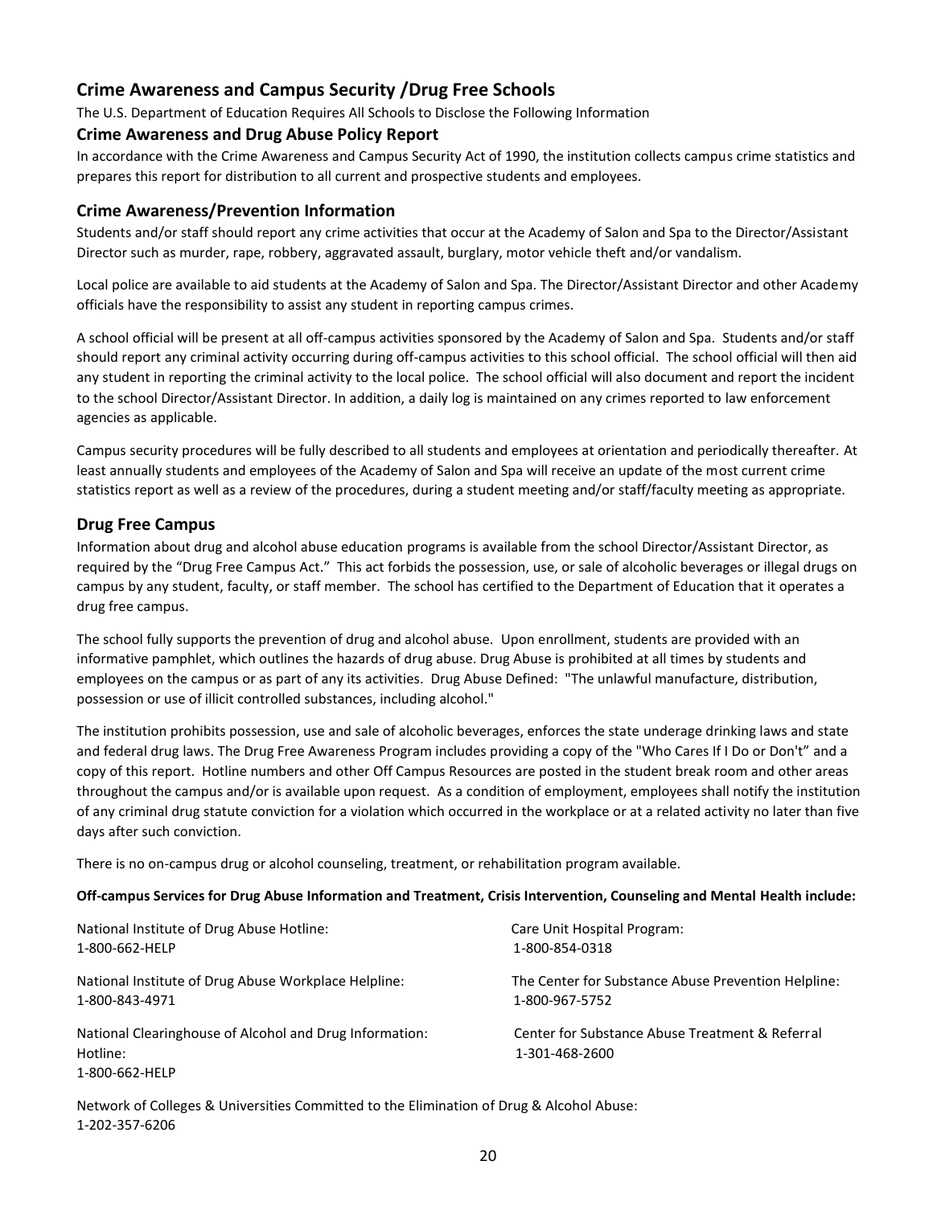## Crime Awareness and Campus Security /Drug Free Schools

The U.S. Department of Education Requires All Schools to Disclose the Following Information

### Crime Awareness and Drug Abuse Policy Report

In accordance with the Crime Awareness and Campus Security Act of 1990, the institution collects campus crime statistics and prepares this report for distribution to all current and prospective students and employees.

### Crime Awareness/Prevention Information

Students and/or staff should report any crime activities that occur at the Academy of Salon and Spa to the Director/Assistant Director such as murder, rape, robbery, aggravated assault, burglary, motor vehicle theft and/or vandalism.

Local police are available to aid students at the Academy of Salon and Spa. The Director/Assistant Director and other Academy officials have the responsibility to assist any student in reporting campus crimes.

A school official will be present at all off-campus activities sponsored by the Academy of Salon and Spa. Students and/or staff should report any criminal activity occurring during off-campus activities to this school official. The school official will then aid any student in reporting the criminal activity to the local police. The school official will also document and report the incident to the school Director/Assistant Director. In addition, a daily log is maintained on any crimes reported to law enforcement agencies as applicable.

Campus security procedures will be fully described to all students and employees at orientation and periodically thereafter. At least annually students and employees of the Academy of Salon and Spa will receive an update of the most current crime statistics report as well as a review of the procedures, during a student meeting and/or staff/faculty meeting as appropriate.

### Drug Free Campus

Information about drug and alcohol abuse education programs is available from the school Director/Assistant Director, as required by the "Drug Free Campus Act." This act forbids the possession, use, or sale of alcoholic beverages or illegal drugs on campus by any student, faculty, or staff member. The school has certified to the Department of Education that it operates a drug free campus.

The school fully supports the prevention of drug and alcohol abuse. Upon enrollment, students are provided with an informative pamphlet, which outlines the hazards of drug abuse. Drug Abuse is prohibited at all times by students and employees on the campus or as part of any its activities. Drug Abuse Defined: "The unlawful manufacture, distribution, possession or use of illicit controlled substances, including alcohol."

The institution prohibits possession, use and sale of alcoholic beverages, enforces the state underage drinking laws and state and federal drug laws. The Drug Free Awareness Program includes providing a copy of the "Who Cares If I Do or Don't" and a copy of this report. Hotline numbers and other Off Campus Resources are posted in the student break room and other areas throughout the campus and/or is available upon request. As a condition of employment, employees shall notify the institution of any criminal drug statute conviction for a violation which occurred in the workplace or at a related activity no later than five days after such conviction.

There is no on-campus drug or alcohol counseling, treatment, or rehabilitation program available.

**Off-campus Services for Drug Abuse Information and Treatment, Crisis Intervention, Counseling and Mental Health include:**

National Institute of Drug Abuse Hotline:
1-800-662-HELP

National Institute of Drug Abuse Workplace Helpline:
1-800-843-4971

National Clearinghouse of Alcohol and Drug Information: Hotline:
1-800-662-HELP

Care Unit Hospital Program:
1-800-854-0318

The Center for Substance Abuse Prevention Helpline:
1-800-967-5752

Center for Substance Abuse Treatment & Referral
1-301-468-2600

Network of Colleges & Universities Committed to the Elimination of Drug & Alcohol Abuse:
1-202-357-6206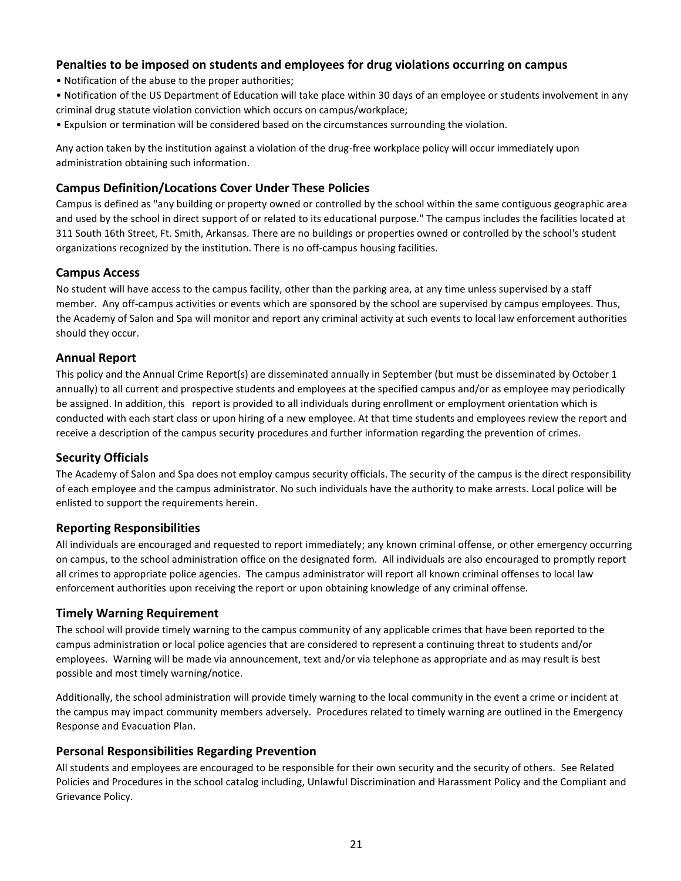### Penalties to be imposed on students and employees for drug violations occurring on campus

- Notification of the abuse to the proper authorities;
- Notification of the US Department of Education will take place within 30 days of an employee or students involvement in any criminal drug statute violation conviction which occurs on campus/workplace;
- Expulsion or termination will be considered based on the circumstances surrounding the violation.

Any action taken by the institution against a violation of the drug-free workplace policy will occur immediately upon administration obtaining such information.

### Campus Definition/Locations Cover Under These Policies

Campus is defined as "any building or property owned or controlled by the school within the same contiguous geographic area and used by the school in direct support of or related to its educational purpose." The campus includes the facilities located at 311 South 16th Street, Ft. Smith, Arkansas. There are no buildings or properties owned or controlled by the school's student organizations recognized by the institution. There is no off-campus housing facilities.

### Campus Access

No student will have access to the campus facility, other than the parking area, at any time unless supervised by a staff member. Any off-campus activities or events which are sponsored by the school are supervised by campus employees. Thus, the Academy of Salon and Spa will monitor and report any criminal activity at such events to local law enforcement authorities should they occur.

### Annual Report

This policy and the Annual Crime Report(s) are disseminated annually in September (but must be disseminated by October 1 annually) to all current and prospective students and employees at the specified campus and/or as employee may periodically be assigned. In addition, this report is provided to all individuals during enrollment or employment orientation which is conducted with each start class or upon hiring of a new employee. At that time students and employees review the report and receive a description of the campus security procedures and further information regarding the prevention of crimes.

### Security Officials

The Academy of Salon and Spa does not employ campus security officials. The security of the campus is the direct responsibility of each employee and the campus administrator. No such individuals have the authority to make arrests. Local police will be enlisted to support the requirements herein.

### Reporting Responsibilities

All individuals are encouraged and requested to report immediately; any known criminal offense, or other emergency occurring on campus, to the school administration office on the designated form. All individuals are also encouraged to promptly report all crimes to appropriate police agencies. The campus administrator will report all known criminal offenses to local law enforcement authorities upon receiving the report or upon obtaining knowledge of any criminal offense.

### Timely Warning Requirement

The school will provide timely warning to the campus community of any applicable crimes that have been reported to the campus administration or local police agencies that are considered to represent a continuing threat to students and/or employees. Warning will be made via announcement, text and/or via telephone as appropriate and as may result is best possible and most timely warning/notice.

Additionally, the school administration will provide timely warning to the local community in the event a crime or incident at the campus may impact community members adversely. Procedures related to timely warning are outlined in the Emergency Response and Evacuation Plan.

### Personal Responsibilities Regarding Prevention

All students and employees are encouraged to be responsible for their own security and the security of others. See Related Policies and Procedures in the school catalog including, Unlawful Discrimination and Harassment Policy and the Compliant and Grievance Policy.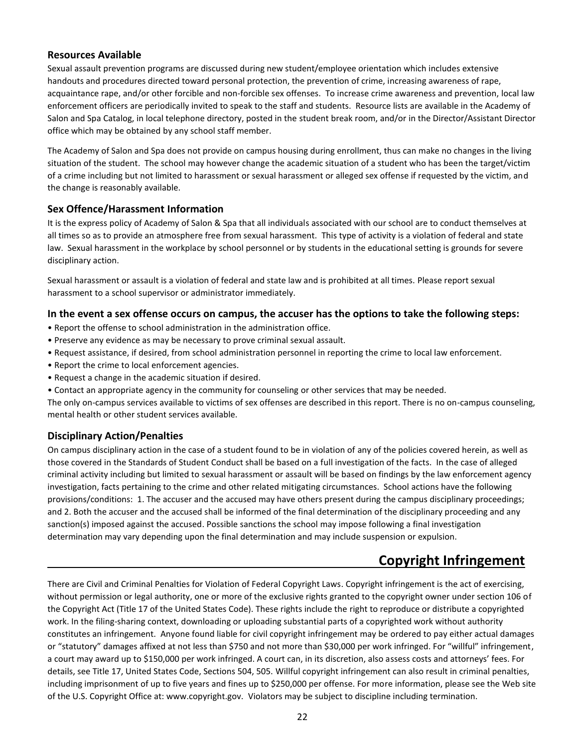### Resources Available

Sexual assault prevention programs are discussed during new student/employee orientation which includes extensive handouts and procedures directed toward personal protection, the prevention of crime, increasing awareness of rape, acquaintance rape, and/or other forcible and non-forcible sex offenses. To increase crime awareness and prevention, local law enforcement officers are periodically invited to speak to the staff and students. Resource lists are available in the Academy of Salon and Spa Catalog, in local telephone directory, posted in the student break room, and/or in the Director/Assistant Director office which may be obtained by any school staff member.

The Academy of Salon and Spa does not provide on campus housing during enrollment, thus can make no changes in the living situation of the student. The school may however change the academic situation of a student who has been the target/victim of a crime including but not limited to harassment or sexual harassment or alleged sex offense if requested by the victim, and the change is reasonably available.

### Sex Offence/Harassment Information

It is the express policy of Academy of Salon & Spa that all individuals associated with our school are to conduct themselves at all times so as to provide an atmosphere free from sexual harassment. This type of activity is a violation of federal and state law. Sexual harassment in the workplace by school personnel or by students in the educational setting is grounds for severe disciplinary action.

Sexual harassment or assault is a violation of federal and state law and is prohibited at all times. Please report sexual harassment to a school supervisor or administrator immediately.

### In the event a sex offense occurs on campus, the accuser has the options to take the following steps:

- Report the offense to school administration in the administration office.
- Preserve any evidence as may be necessary to prove criminal sexual assault.
- Request assistance, if desired, from school administration personnel in reporting the crime to local law enforcement.
- Report the crime to local enforcement agencies.
- Request a change in the academic situation if desired.
- Contact an appropriate agency in the community for counseling or other services that may be needed.

The only on-campus services available to victims of sex offenses are described in this report. There is no on-campus counseling, mental health or other student services available.

### Disciplinary Action/Penalties

On campus disciplinary action in the case of a student found to be in violation of any of the policies covered herein, as well as those covered in the Standards of Student Conduct shall be based on a full investigation of the facts. In the case of alleged criminal activity including but limited to sexual harassment or assault will be based on findings by the law enforcement agency investigation, facts pertaining to the crime and other related mitigating circumstances. School actions have the following provisions/conditions: 1. The accuser and the accused may have others present during the campus disciplinary proceedings; and 2. Both the accuser and the accused shall be informed of the final determination of the disciplinary proceeding and any sanction(s) imposed against the accused. Possible sanctions the school may impose following a final investigation determination may vary depending upon the final determination and may include suspension or expulsion.

## Copyright Infringement

There are Civil and Criminal Penalties for Violation of Federal Copyright Laws. Copyright infringement is the act of exercising, without permission or legal authority, one or more of the exclusive rights granted to the copyright owner under section 106 of the Copyright Act (Title 17 of the United States Code). These rights include the right to reproduce or distribute a copyrighted work. In the filing-sharing context, downloading or uploading substantial parts of a copyrighted work without authority constitutes an infringement. Anyone found liable for civil copyright infringement may be ordered to pay either actual damages or "statutory" damages affixed at not less than $750 and not more than $30,000 per work infringed. For "willful" infringement, a court may award up to $150,000 per work infringed. A court can, in its discretion, also assess costs and attorneys' fees. For details, see Title 17, United States Code, Sections 504, 505. Willful copyright infringement can also result in criminal penalties, including imprisonment of up to five years and fines up to $250,000 per offense. For more information, please see the Web site of the U.S. Copyright Office at: www.copyright.gov. Violators may be subject to discipline including termination.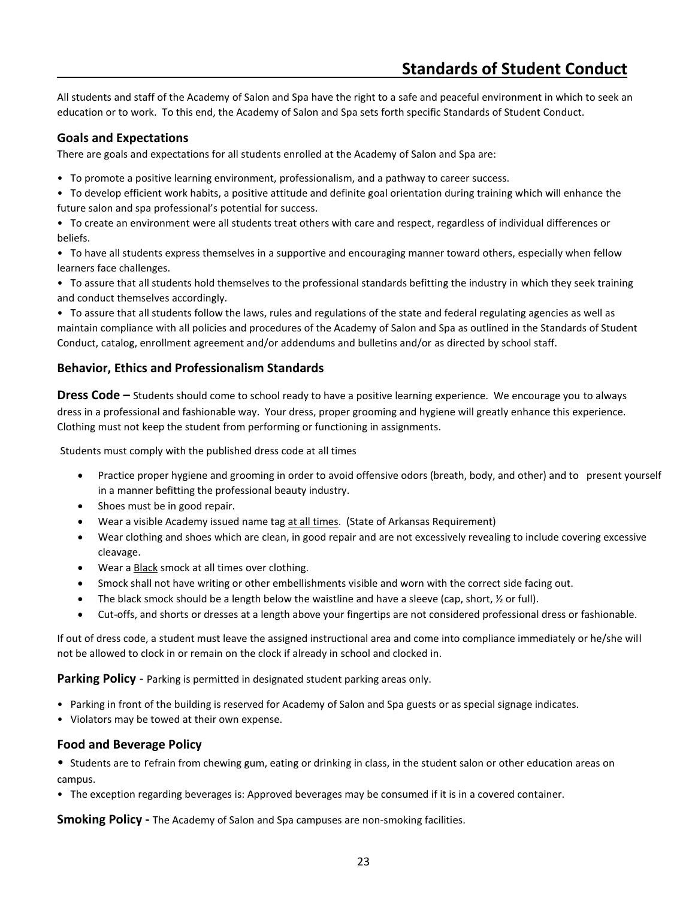# Standards of Student Conduct

All students and staff of the Academy of Salon and Spa have the right to a safe and peaceful environment in which to seek an education or to work. To this end, the Academy of Salon and Spa sets forth specific Standards of Student Conduct.

## Goals and Expectations

There are goals and expectations for all students enrolled at the Academy of Salon and Spa are:

- To promote a positive learning environment, professionalism, and a pathway to career success.
- To develop efficient work habits, a positive attitude and definite goal orientation during training which will enhance the future salon and spa professional's potential for success.
- To create an environment were all students treat others with care and respect, regardless of individual differences or beliefs.
- To have all students express themselves in a supportive and encouraging manner toward others, especially when fellow learners face challenges.
- To assure that all students hold themselves to the professional standards befitting the industry in which they seek training and conduct themselves accordingly.
- To assure that all students follow the laws, rules and regulations of the state and federal regulating agencies as well as maintain compliance with all policies and procedures of the Academy of Salon and Spa as outlined in the Standards of Student Conduct, catalog, enrollment agreement and/or addendums and bulletins and/or as directed by school staff.

## Behavior, Ethics and Professionalism Standards

**Dress Code –** Students should come to school ready to have a positive learning experience. We encourage you to always dress in a professional and fashionable way. Your dress, proper grooming and hygiene will greatly enhance this experience. Clothing must not keep the student from performing or functioning in assignments.

Students must comply with the published dress code at all times

- Practice proper hygiene and grooming in order to avoid offensive odors (breath, body, and other) and to present yourself in a manner befitting the professional beauty industry.
- Shoes must be in good repair.
- Wear a visible Academy issued name tag <u>at all times</u>. (State of Arkansas Requirement)
- Wear clothing and shoes which are clean, in good repair and are not excessively revealing to include covering excessive cleavage.
- Wear a <u>Black</u> smock at all times over clothing.
- Smock shall not have writing or other embellishments visible and worn with the correct side facing out.
- The black smock should be a length below the waistline and have a sleeve (cap, short, ½ or full).
- Cut-offs, and shorts or dresses at a length above your fingertips are not considered professional dress or fashionable.

If out of dress code, a student must leave the assigned instructional area and come into compliance immediately or he/she will not be allowed to clock in or remain on the clock if already in school and clocked in.

**Parking Policy** - Parking is permitted in designated student parking areas only.

- Parking in front of the building is reserved for Academy of Salon and Spa guests or as special signage indicates.
- Violators may be towed at their own expense.

## Food and Beverage Policy

- Students are to refrain from chewing gum, eating or drinking in class, in the student salon or other education areas on campus.
- The exception regarding beverages is: Approved beverages may be consumed if it is in a covered container.

**Smoking Policy -** The Academy of Salon and Spa campuses are non-smoking facilities.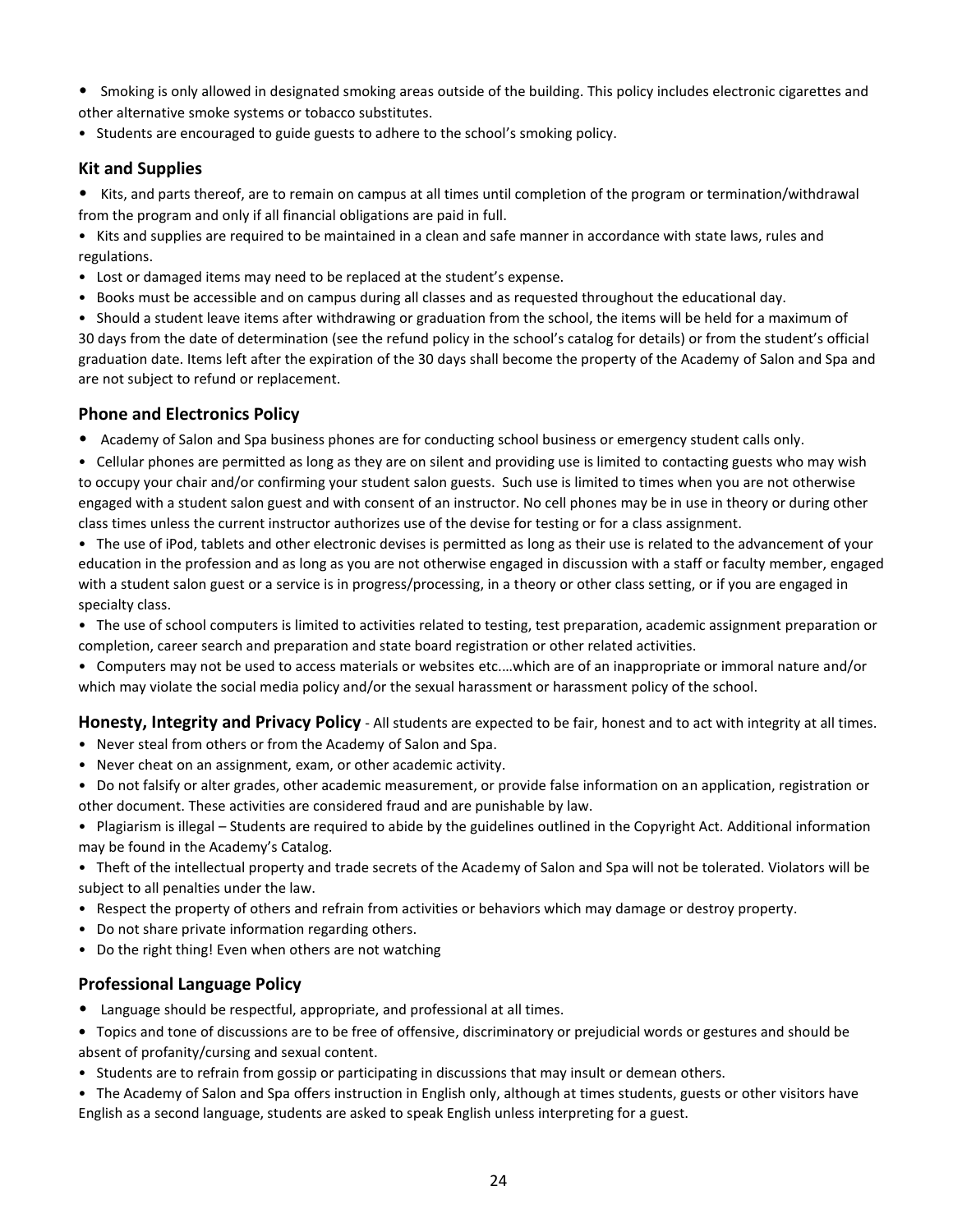- Smoking is only allowed in designated smoking areas outside of the building. This policy includes electronic cigarettes and other alternative smoke systems or tobacco substitutes.
- Students are encouraged to guide guests to adhere to the school's smoking policy.

### Kit and Supplies

- Kits, and parts thereof, are to remain on campus at all times until completion of the program or termination/withdrawal from the program and only if all financial obligations are paid in full.
- Kits and supplies are required to be maintained in a clean and safe manner in accordance with state laws, rules and regulations.
- Lost or damaged items may need to be replaced at the student's expense.
- Books must be accessible and on campus during all classes and as requested throughout the educational day.
- Should a student leave items after withdrawing or graduation from the school, the items will be held for a maximum of 30 days from the date of determination (see the refund policy in the school's catalog for details) or from the student's official graduation date. Items left after the expiration of the 30 days shall become the property of the Academy of Salon and Spa and are not subject to refund or replacement.

### Phone and Electronics Policy

- Academy of Salon and Spa business phones are for conducting school business or emergency student calls only.
- Cellular phones are permitted as long as they are on silent and providing use is limited to contacting guests who may wish to occupy your chair and/or confirming your student salon guests. Such use is limited to times when you are not otherwise engaged with a student salon guest and with consent of an instructor. No cell phones may be in use in theory or during other class times unless the current instructor authorizes use of the devise for testing or for a class assignment.
- The use of iPod, tablets and other electronic devises is permitted as long as their use is related to the advancement of your education in the profession and as long as you are not otherwise engaged in discussion with a staff or faculty member, engaged with a student salon guest or a service is in progress/processing, in a theory or other class setting, or if you are engaged in specialty class.
- The use of school computers is limited to activities related to testing, test preparation, academic assignment preparation or completion, career search and preparation and state board registration or other related activities.
- Computers may not be used to access materials or websites etc.…which are of an inappropriate or immoral nature and/or which may violate the social media policy and/or the sexual harassment or harassment policy of the school.

**Honesty, Integrity and Privacy Policy** - All students are expected to be fair, honest and to act with integrity at all times.

- Never steal from others or from the Academy of Salon and Spa.
- Never cheat on an assignment, exam, or other academic activity.
- Do not falsify or alter grades, other academic measurement, or provide false information on an application, registration or other document. These activities are considered fraud and are punishable by law.
- Plagiarism is illegal – Students are required to abide by the guidelines outlined in the Copyright Act. Additional information may be found in the Academy's Catalog.
- Theft of the intellectual property and trade secrets of the Academy of Salon and Spa will not be tolerated. Violators will be subject to all penalties under the law.
- Respect the property of others and refrain from activities or behaviors which may damage or destroy property.
- Do not share private information regarding others.
- Do the right thing! Even when others are not watching

### Professional Language Policy

- Language should be respectful, appropriate, and professional at all times.
- Topics and tone of discussions are to be free of offensive, discriminatory or prejudicial words or gestures and should be absent of profanity/cursing and sexual content.
- Students are to refrain from gossip or participating in discussions that may insult or demean others.
- The Academy of Salon and Spa offers instruction in English only, although at times students, guests or other visitors have English as a second language, students are asked to speak English unless interpreting for a guest.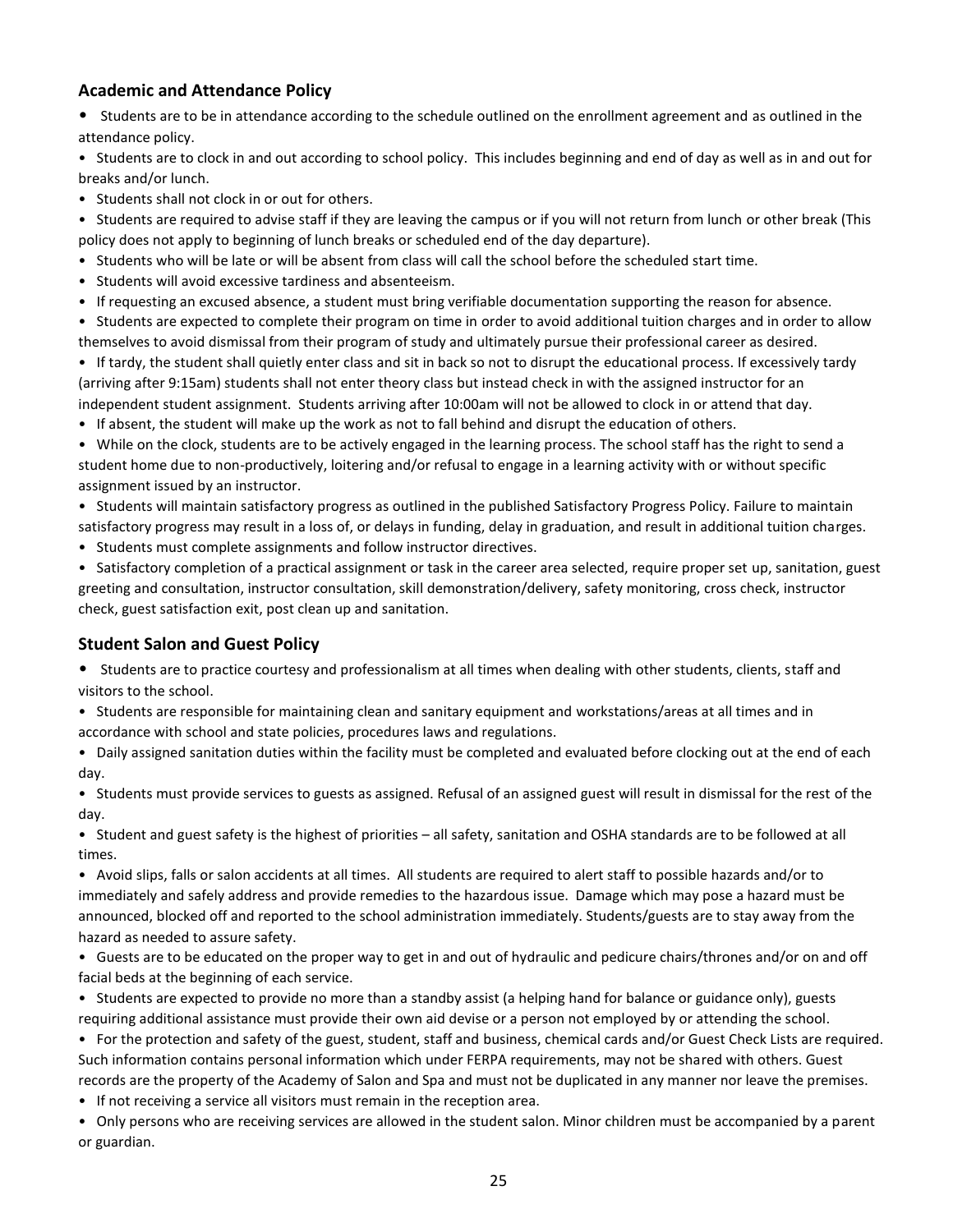## Academic and Attendance Policy

- Students are to be in attendance according to the schedule outlined on the enrollment agreement and as outlined in the attendance policy.
- Students are to clock in and out according to school policy. This includes beginning and end of day as well as in and out for breaks and/or lunch.
- Students shall not clock in or out for others.
- Students are required to advise staff if they are leaving the campus or if you will not return from lunch or other break (This policy does not apply to beginning of lunch breaks or scheduled end of the day departure).
- Students who will be late or will be absent from class will call the school before the scheduled start time.
- Students will avoid excessive tardiness and absenteeism.
- If requesting an excused absence, a student must bring verifiable documentation supporting the reason for absence.
- Students are expected to complete their program on time in order to avoid additional tuition charges and in order to allow themselves to avoid dismissal from their program of study and ultimately pursue their professional career as desired.
- If tardy, the student shall quietly enter class and sit in back so not to disrupt the educational process. If excessively tardy (arriving after 9:15am) students shall not enter theory class but instead check in with the assigned instructor for an independent student assignment. Students arriving after 10:00am will not be allowed to clock in or attend that day.
- If absent, the student will make up the work as not to fall behind and disrupt the education of others.
- While on the clock, students are to be actively engaged in the learning process. The school staff has the right to send a student home due to non-productively, loitering and/or refusal to engage in a learning activity with or without specific assignment issued by an instructor.
- Students will maintain satisfactory progress as outlined in the published Satisfactory Progress Policy. Failure to maintain satisfactory progress may result in a loss of, or delays in funding, delay in graduation, and result in additional tuition charges.
- Students must complete assignments and follow instructor directives.
- Satisfactory completion of a practical assignment or task in the career area selected, require proper set up, sanitation, guest greeting and consultation, instructor consultation, skill demonstration/delivery, safety monitoring, cross check, instructor check, guest satisfaction exit, post clean up and sanitation.

## Student Salon and Guest Policy

- Students are to practice courtesy and professionalism at all times when dealing with other students, clients, staff and visitors to the school.
- Students are responsible for maintaining clean and sanitary equipment and workstations/areas at all times and in accordance with school and state policies, procedures laws and regulations.
- Daily assigned sanitation duties within the facility must be completed and evaluated before clocking out at the end of each day.
- Students must provide services to guests as assigned. Refusal of an assigned guest will result in dismissal for the rest of the day.
- Student and guest safety is the highest of priorities – all safety, sanitation and OSHA standards are to be followed at all times.
- Avoid slips, falls or salon accidents at all times. All students are required to alert staff to possible hazards and/or to immediately and safely address and provide remedies to the hazardous issue. Damage which may pose a hazard must be announced, blocked off and reported to the school administration immediately. Students/guests are to stay away from the hazard as needed to assure safety.
- Guests are to be educated on the proper way to get in and out of hydraulic and pedicure chairs/thrones and/or on and off facial beds at the beginning of each service.
- Students are expected to provide no more than a standby assist (a helping hand for balance or guidance only), guests requiring additional assistance must provide their own aid devise or a person not employed by or attending the school.
- For the protection and safety of the guest, student, staff and business, chemical cards and/or Guest Check Lists are required. Such information contains personal information which under FERPA requirements, may not be shared with others. Guest records are the property of the Academy of Salon and Spa and must not be duplicated in any manner nor leave the premises.
- If not receiving a service all visitors must remain in the reception area.
- Only persons who are receiving services are allowed in the student salon. Minor children must be accompanied by a parent or guardian.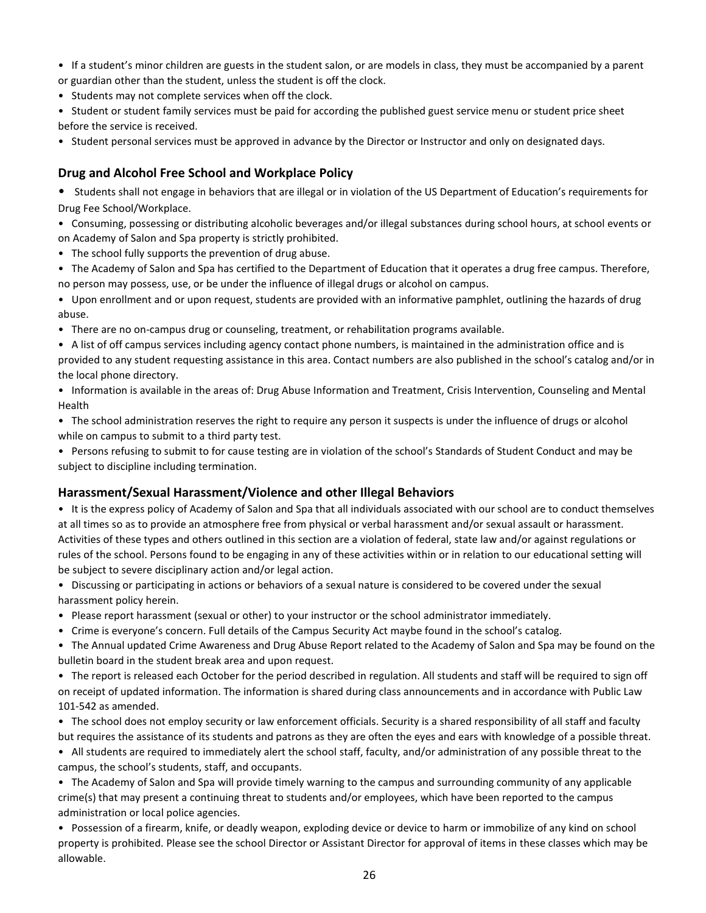- If a student's minor children are guests in the student salon, or are models in class, they must be accompanied by a parent or guardian other than the student, unless the student is off the clock.
- Students may not complete services when off the clock.
- Student or student family services must be paid for according the published guest service menu or student price sheet before the service is received.
- Student personal services must be approved in advance by the Director or Instructor and only on designated days.

## Drug and Alcohol Free School and Workplace Policy

- Students shall not engage in behaviors that are illegal or in violation of the US Department of Education's requirements for Drug Fee School/Workplace.
- Consuming, possessing or distributing alcoholic beverages and/or illegal substances during school hours, at school events or on Academy of Salon and Spa property is strictly prohibited.
- The school fully supports the prevention of drug abuse.
- The Academy of Salon and Spa has certified to the Department of Education that it operates a drug free campus. Therefore, no person may possess, use, or be under the influence of illegal drugs or alcohol on campus.
- Upon enrollment and or upon request, students are provided with an informative pamphlet, outlining the hazards of drug abuse.
- There are no on-campus drug or counseling, treatment, or rehabilitation programs available.
- A list of off campus services including agency contact phone numbers, is maintained in the administration office and is provided to any student requesting assistance in this area. Contact numbers are also published in the school's catalog and/or in the local phone directory.
- Information is available in the areas of: Drug Abuse Information and Treatment, Crisis Intervention, Counseling and Mental Health
- The school administration reserves the right to require any person it suspects is under the influence of drugs or alcohol while on campus to submit to a third party test.
- Persons refusing to submit to for cause testing are in violation of the school's Standards of Student Conduct and may be subject to discipline including termination.

## Harassment/Sexual Harassment/Violence and other Illegal Behaviors

- It is the express policy of Academy of Salon and Spa that all individuals associated with our school are to conduct themselves at all times so as to provide an atmosphere free from physical or verbal harassment and/or sexual assault or harassment. Activities of these types and others outlined in this section are a violation of federal, state law and/or against regulations or rules of the school. Persons found to be engaging in any of these activities within or in relation to our educational setting will be subject to severe disciplinary action and/or legal action.
- Discussing or participating in actions or behaviors of a sexual nature is considered to be covered under the sexual harassment policy herein.
- Please report harassment (sexual or other) to your instructor or the school administrator immediately.
- Crime is everyone's concern. Full details of the Campus Security Act maybe found in the school's catalog.
- The Annual updated Crime Awareness and Drug Abuse Report related to the Academy of Salon and Spa may be found on the bulletin board in the student break area and upon request.
- The report is released each October for the period described in regulation. All students and staff will be required to sign off on receipt of updated information. The information is shared during class announcements and in accordance with Public Law 101-542 as amended.
- The school does not employ security or law enforcement officials. Security is a shared responsibility of all staff and faculty but requires the assistance of its students and patrons as they are often the eyes and ears with knowledge of a possible threat.
- All students are required to immediately alert the school staff, faculty, and/or administration of any possible threat to the campus, the school's students, staff, and occupants.
- The Academy of Salon and Spa will provide timely warning to the campus and surrounding community of any applicable crime(s) that may present a continuing threat to students and/or employees, which have been reported to the campus administration or local police agencies.
- Possession of a firearm, knife, or deadly weapon, exploding device or device to harm or immobilize of any kind on school property is prohibited. Please see the school Director or Assistant Director for approval of items in these classes which may be allowable.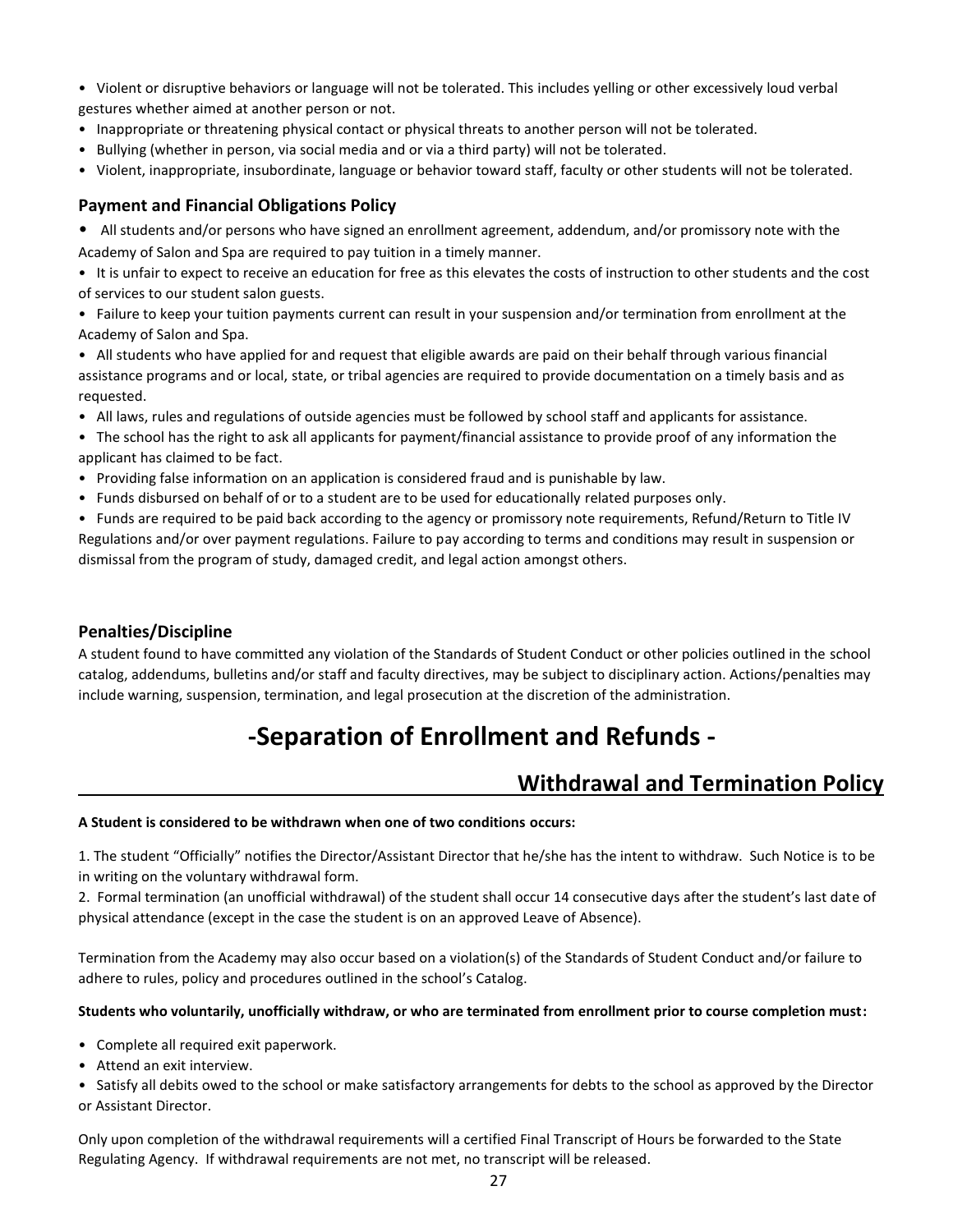- Violent or disruptive behaviors or language will not be tolerated. This includes yelling or other excessively loud verbal gestures whether aimed at another person or not.
- Inappropriate or threatening physical contact or physical threats to another person will not be tolerated.
- Bullying (whether in person, via social media and or via a third party) will not be tolerated.
- Violent, inappropriate, insubordinate, language or behavior toward staff, faculty or other students will not be tolerated.

### Payment and Financial Obligations Policy

- All students and/or persons who have signed an enrollment agreement, addendum, and/or promissory note with the Academy of Salon and Spa are required to pay tuition in a timely manner.
- It is unfair to expect to receive an education for free as this elevates the costs of instruction to other students and the cost of services to our student salon guests.
- Failure to keep your tuition payments current can result in your suspension and/or termination from enrollment at the Academy of Salon and Spa.
- All students who have applied for and request that eligible awards are paid on their behalf through various financial assistance programs and or local, state, or tribal agencies are required to provide documentation on a timely basis and as requested.
- All laws, rules and regulations of outside agencies must be followed by school staff and applicants for assistance.
- The school has the right to ask all applicants for payment/financial assistance to provide proof of any information the applicant has claimed to be fact.
- Providing false information on an application is considered fraud and is punishable by law.
- Funds disbursed on behalf of or to a student are to be used for educationally related purposes only.
- Funds are required to be paid back according to the agency or promissory note requirements, Refund/Return to Title IV Regulations and/or over payment regulations. Failure to pay according to terms and conditions may result in suspension or dismissal from the program of study, damaged credit, and legal action amongst others.

### Penalties/Discipline

A student found to have committed any violation of the Standards of Student Conduct or other policies outlined in the school catalog, addendums, bulletins and/or staff and faculty directives, may be subject to disciplinary action. Actions/penalties may include warning, suspension, termination, and legal prosecution at the discretion of the administration.

# -Separation of Enrollment and Refunds -

## Withdrawal and Termination Policy

**A Student is considered to be withdrawn when one of two conditions occurs:**

1. The student "Officially" notifies the Director/Assistant Director that he/she has the intent to withdraw. Such Notice is to be in writing on the voluntary withdrawal form.
2. Formal termination (an unofficial withdrawal) of the student shall occur 14 consecutive days after the student's last date of physical attendance (except in the case the student is on an approved Leave of Absence).

Termination from the Academy may also occur based on a violation(s) of the Standards of Student Conduct and/or failure to adhere to rules, policy and procedures outlined in the school's Catalog.

**Students who voluntarily, unofficially withdraw, or who are terminated from enrollment prior to course completion must:**

- Complete all required exit paperwork.
- Attend an exit interview.
- Satisfy all debits owed to the school or make satisfactory arrangements for debts to the school as approved by the Director or Assistant Director.

Only upon completion of the withdrawal requirements will a certified Final Transcript of Hours be forwarded to the State Regulating Agency. If withdrawal requirements are not met, no transcript will be released.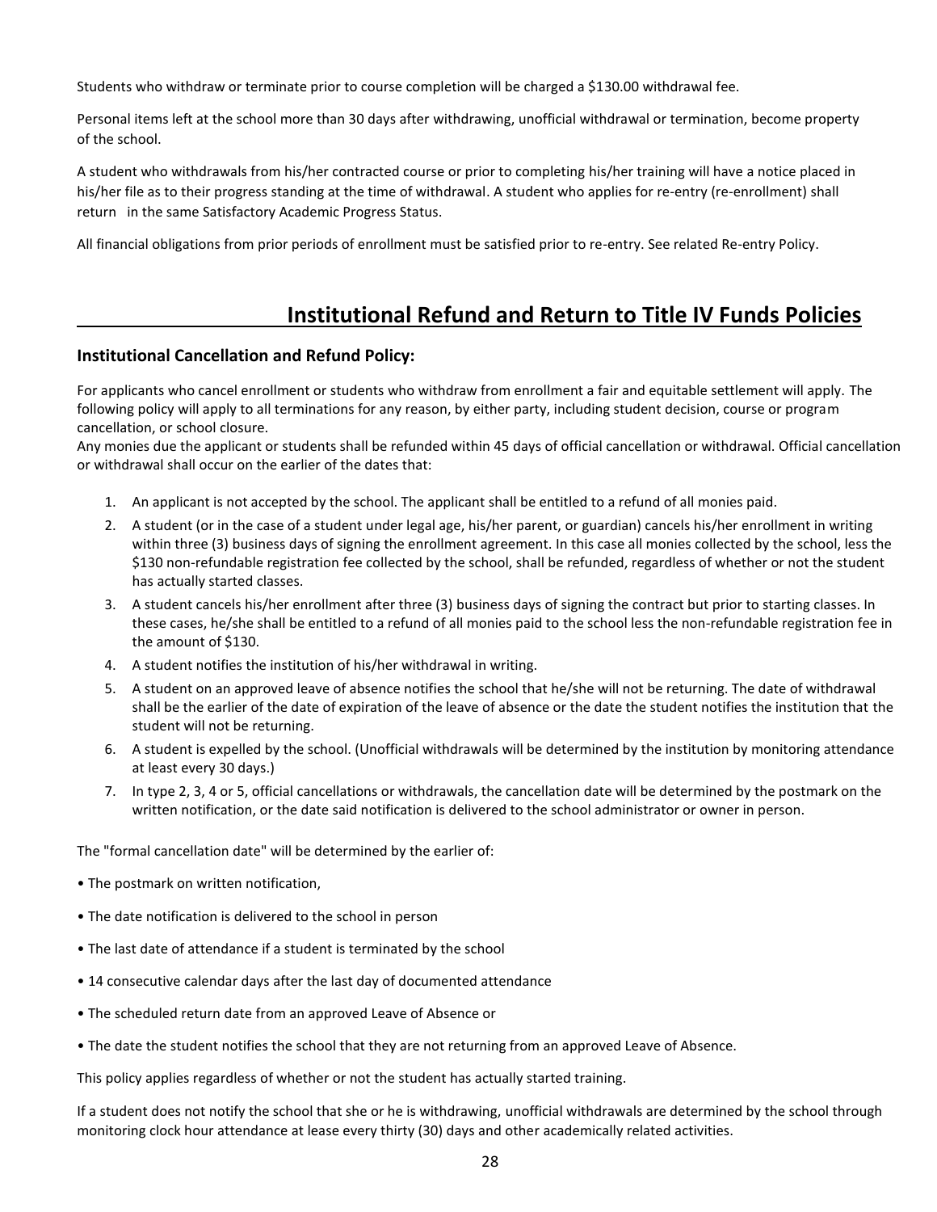Students who withdraw or terminate prior to course completion will be charged a $130.00 withdrawal fee.

Personal items left at the school more than 30 days after withdrawing, unofficial withdrawal or termination, become property of the school.

A student who withdrawals from his/her contracted course or prior to completing his/her training will have a notice placed in his/her file as to their progress standing at the time of withdrawal. A student who applies for re-entry (re-enrollment) shall return in the same Satisfactory Academic Progress Status.

All financial obligations from prior periods of enrollment must be satisfied prior to re-entry. See related Re-entry Policy.

## Institutional Refund and Return to Title IV Funds Policies

### Institutional Cancellation and Refund Policy:

For applicants who cancel enrollment or students who withdraw from enrollment a fair and equitable settlement will apply. The following policy will apply to all terminations for any reason, by either party, including student decision, course or program cancellation, or school closure.
Any monies due the applicant or students shall be refunded within 45 days of official cancellation or withdrawal. Official cancellation or withdrawal shall occur on the earlier of the dates that:

1. An applicant is not accepted by the school. The applicant shall be entitled to a refund of all monies paid.
2. A student (or in the case of a student under legal age, his/her parent, or guardian) cancels his/her enrollment in writing within three (3) business days of signing the enrollment agreement. In this case all monies collected by the school, less the $130 non-refundable registration fee collected by the school, shall be refunded, regardless of whether or not the student has actually started classes.
3. A student cancels his/her enrollment after three (3) business days of signing the contract but prior to starting classes. In these cases, he/she shall be entitled to a refund of all monies paid to the school less the non-refundable registration fee in the amount of $130.
4. A student notifies the institution of his/her withdrawal in writing.
5. A student on an approved leave of absence notifies the school that he/she will not be returning. The date of withdrawal shall be the earlier of the date of expiration of the leave of absence or the date the student notifies the institution that the student will not be returning.
6. A student is expelled by the school. (Unofficial withdrawals will be determined by the institution by monitoring attendance at least every 30 days.)
7. In type 2, 3, 4 or 5, official cancellations or withdrawals, the cancellation date will be determined by the postmark on the written notification, or the date said notification is delivered to the school administrator or owner in person.

The "formal cancellation date" will be determined by the earlier of:

- The postmark on written notification,
- The date notification is delivered to the school in person
- The last date of attendance if a student is terminated by the school
- 14 consecutive calendar days after the last day of documented attendance
- The scheduled return date from an approved Leave of Absence or
- The date the student notifies the school that they are not returning from an approved Leave of Absence.

This policy applies regardless of whether or not the student has actually started training.

If a student does not notify the school that she or he is withdrawing, unofficial withdrawals are determined by the school through monitoring clock hour attendance at lease every thirty (30) days and other academically related activities.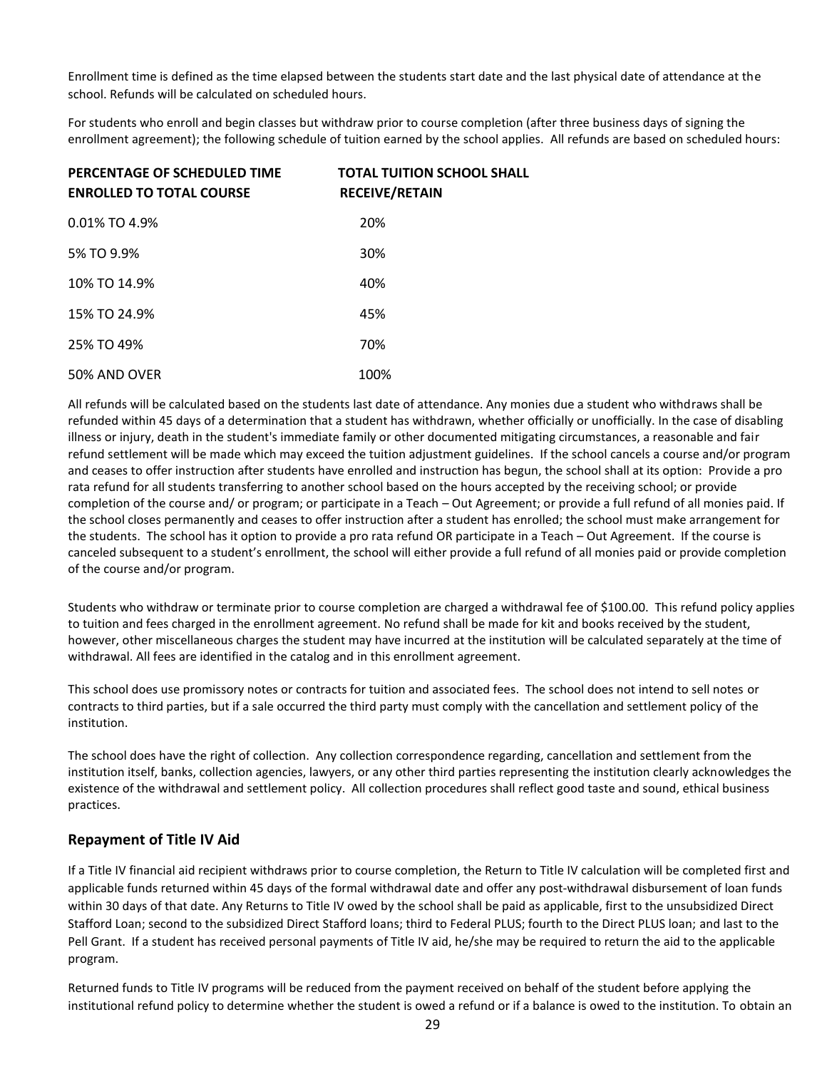Enrollment time is defined as the time elapsed between the students start date and the last physical date of attendance at the school. Refunds will be calculated on scheduled hours.

For students who enroll and begin classes but withdraw prior to course completion (after three business days of signing the enrollment agreement); the following schedule of tuition earned by the school applies. All refunds are based on scheduled hours:

| PERCENTAGE OF SCHEDULED TIME ENROLLED TO TOTAL COURSE | TOTAL TUITION SCHOOL SHALL RECEIVE/RETAIN |
|---|---|
| 0.01% TO 4.9% | 20% |
| 5% TO 9.9% | 30% |
| 10% TO 14.9% | 40% |
| 15% TO 24.9% | 45% |
| 25% TO 49% | 70% |
| 50% AND OVER | 100% |

All refunds will be calculated based on the students last date of attendance. Any monies due a student who withdraws shall be refunded within 45 days of a determination that a student has withdrawn, whether officially or unofficially. In the case of disabling illness or injury, death in the student's immediate family or other documented mitigating circumstances, a reasonable and fair refund settlement will be made which may exceed the tuition adjustment guidelines. If the school cancels a course and/or program and ceases to offer instruction after students have enrolled and instruction has begun, the school shall at its option: Provide a pro rata refund for all students transferring to another school based on the hours accepted by the receiving school; or provide completion of the course and/ or program; or participate in a Teach – Out Agreement; or provide a full refund of all monies paid. If the school closes permanently and ceases to offer instruction after a student has enrolled; the school must make arrangement for the students. The school has it option to provide a pro rata refund OR participate in a Teach – Out Agreement. If the course is canceled subsequent to a student's enrollment, the school will either provide a full refund of all monies paid or provide completion of the course and/or program.

Students who withdraw or terminate prior to course completion are charged a withdrawal fee of $100.00. This refund policy applies to tuition and fees charged in the enrollment agreement. No refund shall be made for kit and books received by the student, however, other miscellaneous charges the student may have incurred at the institution will be calculated separately at the time of withdrawal. All fees are identified in the catalog and in this enrollment agreement.

This school does use promissory notes or contracts for tuition and associated fees. The school does not intend to sell notes or contracts to third parties, but if a sale occurred the third party must comply with the cancellation and settlement policy of the institution.

The school does have the right of collection. Any collection correspondence regarding, cancellation and settlement from the institution itself, banks, collection agencies, lawyers, or any other third parties representing the institution clearly acknowledges the existence of the withdrawal and settlement policy. All collection procedures shall reflect good taste and sound, ethical business practices.

## Repayment of Title IV Aid

If a Title IV financial aid recipient withdraws prior to course completion, the Return to Title IV calculation will be completed first and applicable funds returned within 45 days of the formal withdrawal date and offer any post-withdrawal disbursement of loan funds within 30 days of that date. Any Returns to Title IV owed by the school shall be paid as applicable, first to the unsubsidized Direct Stafford Loan; second to the subsidized Direct Stafford loans; third to Federal PLUS; fourth to the Direct PLUS loan; and last to the Pell Grant. If a student has received personal payments of Title IV aid, he/she may be required to return the aid to the applicable program.

Returned funds to Title IV programs will be reduced from the payment received on behalf of the student before applying the institutional refund policy to determine whether the student is owed a refund or if a balance is owed to the institution. To obtain an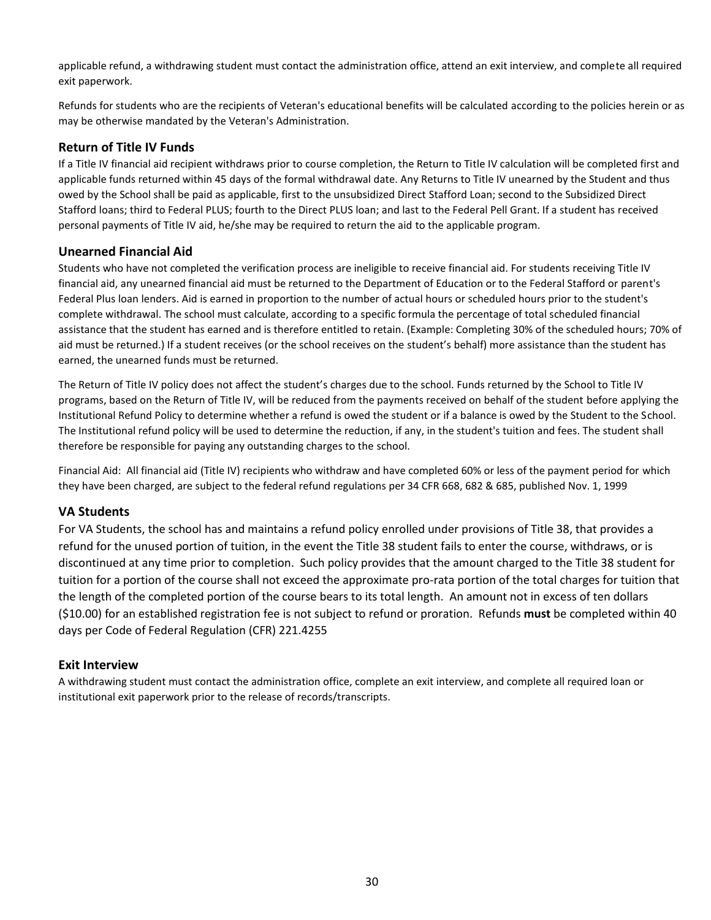applicable refund, a withdrawing student must contact the administration office, attend an exit interview, and complete all required exit paperwork.

Refunds for students who are the recipients of Veteran's educational benefits will be calculated according to the policies herein or as may be otherwise mandated by the Veteran's Administration.

### Return of Title IV Funds

If a Title IV financial aid recipient withdraws prior to course completion, the Return to Title IV calculation will be completed first and applicable funds returned within 45 days of the formal withdrawal date. Any Returns to Title IV unearned by the Student and thus owed by the School shall be paid as applicable, first to the unsubsidized Direct Stafford Loan; second to the Subsidized Direct Stafford loans; third to Federal PLUS; fourth to the Direct PLUS loan; and last to the Federal Pell Grant. If a student has received personal payments of Title IV aid, he/she may be required to return the aid to the applicable program.

### Unearned Financial Aid

Students who have not completed the verification process are ineligible to receive financial aid. For students receiving Title IV financial aid, any unearned financial aid must be returned to the Department of Education or to the Federal Stafford or parent's Federal Plus loan lenders. Aid is earned in proportion to the number of actual hours or scheduled hours prior to the student's complete withdrawal. The school must calculate, according to a specific formula the percentage of total scheduled financial assistance that the student has earned and is therefore entitled to retain. (Example: Completing 30% of the scheduled hours; 70% of aid must be returned.) If a student receives (or the school receives on the student's behalf) more assistance than the student has earned, the unearned funds must be returned.

The Return of Title IV policy does not affect the student's charges due to the school. Funds returned by the School to Title IV programs, based on the Return of Title IV, will be reduced from the payments received on behalf of the student before applying the Institutional Refund Policy to determine whether a refund is owed the student or if a balance is owed by the Student to the School. The Institutional refund policy will be used to determine the reduction, if any, in the student's tuition and fees. The student shall therefore be responsible for paying any outstanding charges to the school.

Financial Aid: All financial aid (Title IV) recipients who withdraw and have completed 60% or less of the payment period for which they have been charged, are subject to the federal refund regulations per 34 CFR 668, 682 & 685, published Nov. 1, 1999

### VA Students

For VA Students, the school has and maintains a refund policy enrolled under provisions of Title 38, that provides a refund for the unused portion of tuition, in the event the Title 38 student fails to enter the course, withdraws, or is discontinued at any time prior to completion. Such policy provides that the amount charged to the Title 38 student for tuition for a portion of the course shall not exceed the approximate pro-rata portion of the total charges for tuition that the length of the completed portion of the course bears to its total length. An amount not in excess of ten dollars ($10.00) for an established registration fee is not subject to refund or proration. Refunds **must** be completed within 40 days per Code of Federal Regulation (CFR) 221.4255

### Exit Interview

A withdrawing student must contact the administration office, complete an exit interview, and complete all required loan or institutional exit paperwork prior to the release of records/transcripts.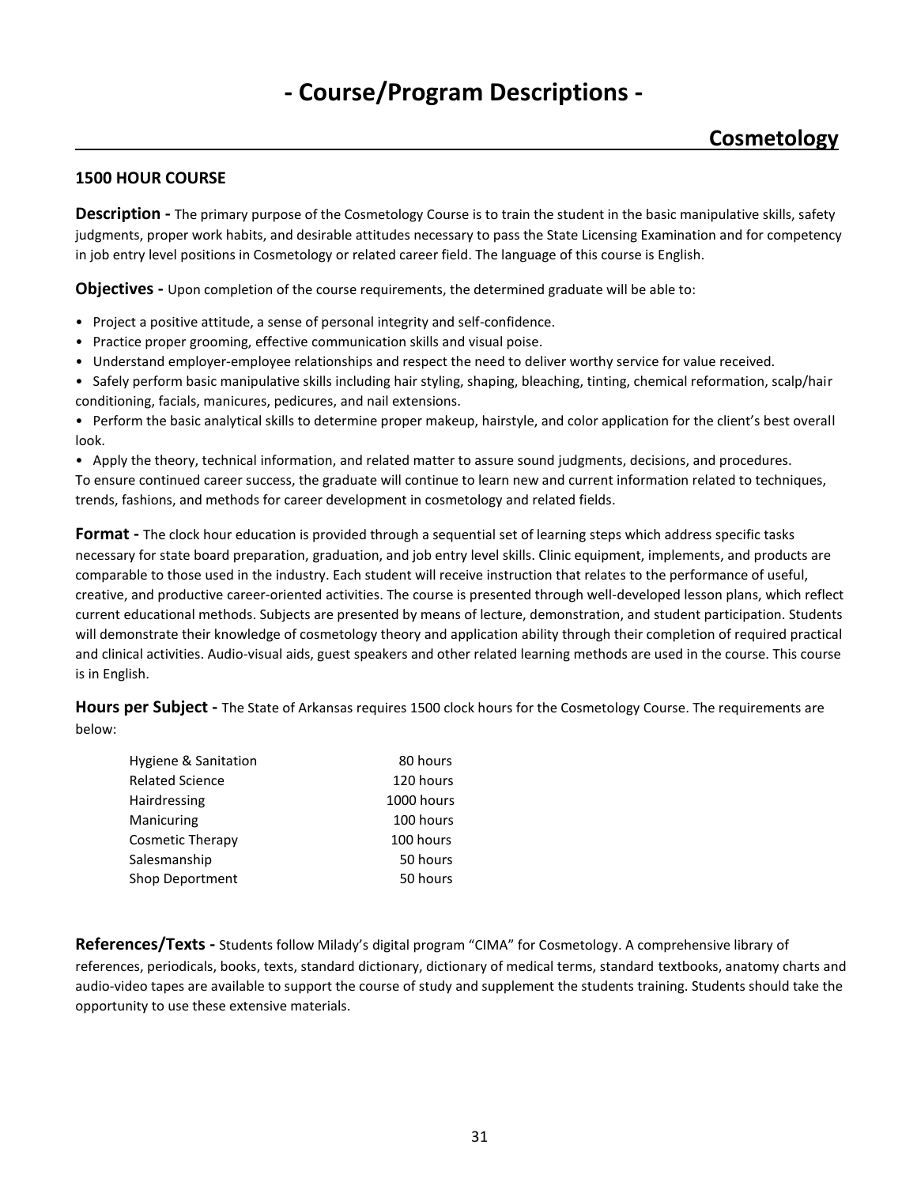# - Course/Program Descriptions -

## Cosmetology

### 1500 HOUR COURSE

**Description -** The primary purpose of the Cosmetology Course is to train the student in the basic manipulative skills, safety judgments, proper work habits, and desirable attitudes necessary to pass the State Licensing Examination and for competency in job entry level positions in Cosmetology or related career field. The language of this course is English.

**Objectives -** Upon completion of the course requirements, the determined graduate will be able to:

- Project a positive attitude, a sense of personal integrity and self-confidence.
- Practice proper grooming, effective communication skills and visual poise.
- Understand employer-employee relationships and respect the need to deliver worthy service for value received.
- Safely perform basic manipulative skills including hair styling, shaping, bleaching, tinting, chemical reformation, scalp/hair conditioning, facials, manicures, pedicures, and nail extensions.
- Perform the basic analytical skills to determine proper makeup, hairstyle, and color application for the client's best overall look.
- Apply the theory, technical information, and related matter to assure sound judgments, decisions, and procedures.

To ensure continued career success, the graduate will continue to learn new and current information related to techniques, trends, fashions, and methods for career development in cosmetology and related fields.

**Format -** The clock hour education is provided through a sequential set of learning steps which address specific tasks necessary for state board preparation, graduation, and job entry level skills. Clinic equipment, implements, and products are comparable to those used in the industry. Each student will receive instruction that relates to the performance of useful, creative, and productive career-oriented activities. The course is presented through well-developed lesson plans, which reflect current educational methods. Subjects are presented by means of lecture, demonstration, and student participation. Students will demonstrate their knowledge of cosmetology theory and application ability through their completion of required practical and clinical activities. Audio-visual aids, guest speakers and other related learning methods are used in the course. This course is in English.

**Hours per Subject -** The State of Arkansas requires 1500 clock hours for the Cosmetology Course. The requirements are below:

| Subject | Hours |
|---|---|
| Hygiene & Sanitation | 80 hours |
| Related Science | 120 hours |
| Hairdressing | 1000 hours |
| Manicuring | 100 hours |
| Cosmetic Therapy | 100 hours |
| Salesmanship | 50 hours |
| Shop Deportment | 50 hours |

**References/Texts -** Students follow Milady's digital program "CIMA" for Cosmetology. A comprehensive library of references, periodicals, books, texts, standard dictionary, dictionary of medical terms, standard textbooks, anatomy charts and audio-video tapes are available to support the course of study and supplement the students training. Students should take the opportunity to use these extensive materials.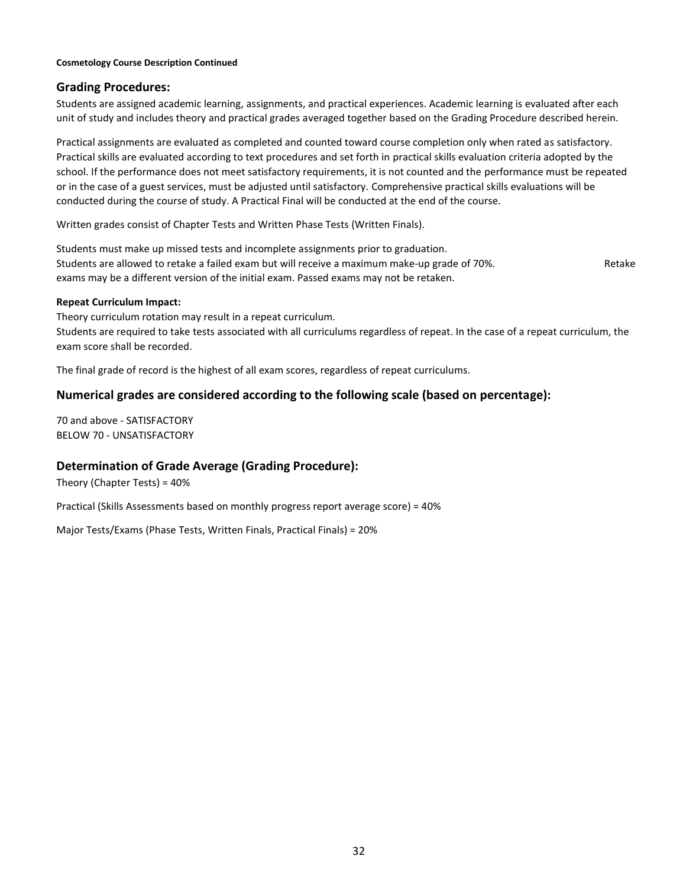**Cosmetology Course Description Continued**

## Grading Procedures:

Students are assigned academic learning, assignments, and practical experiences. Academic learning is evaluated after each unit of study and includes theory and practical grades averaged together based on the Grading Procedure described herein.

Practical assignments are evaluated as completed and counted toward course completion only when rated as satisfactory. Practical skills are evaluated according to text procedures and set forth in practical skills evaluation criteria adopted by the school. If the performance does not meet satisfactory requirements, it is not counted and the performance must be repeated or in the case of a guest services, must be adjusted until satisfactory. Comprehensive practical skills evaluations will be conducted during the course of study. A Practical Final will be conducted at the end of the course.

Written grades consist of Chapter Tests and Written Phase Tests (Written Finals).

Students must make up missed tests and incomplete assignments prior to graduation.
Students are allowed to retake a failed exam but will receive a maximum make-up grade of 70%. Retake exams may be a different version of the initial exam. Passed exams may not be retaken.

**Repeat Curriculum Impact:**

Theory curriculum rotation may result in a repeat curriculum.
Students are required to take tests associated with all curriculums regardless of repeat. In the case of a repeat curriculum, the exam score shall be recorded.

The final grade of record is the highest of all exam scores, regardless of repeat curriculums.

## Numerical grades are considered according to the following scale (based on percentage):

70 and above - SATISFACTORY
BELOW 70 - UNSATISFACTORY

## Determination of Grade Average (Grading Procedure):

Theory (Chapter Tests) = 40%

Practical (Skills Assessments based on monthly progress report average score) = 40%

Major Tests/Exams (Phase Tests, Written Finals, Practical Finals) = 20%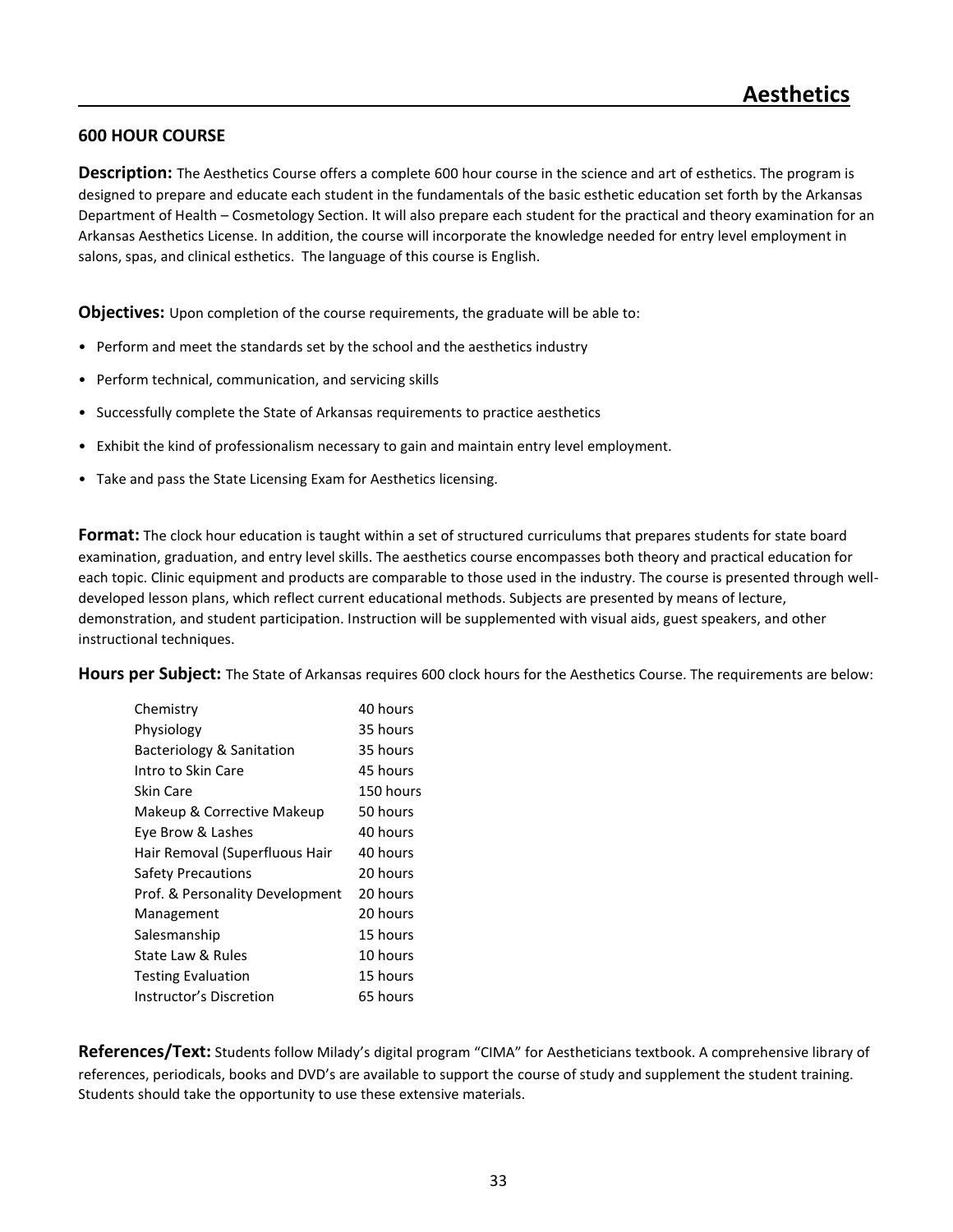# Aesthetics

## 600 HOUR COURSE

**Description:** The Aesthetics Course offers a complete 600 hour course in the science and art of esthetics. The program is designed to prepare and educate each student in the fundamentals of the basic esthetic education set forth by the Arkansas Department of Health – Cosmetology Section. It will also prepare each student for the practical and theory examination for an Arkansas Aesthetics License. In addition, the course will incorporate the knowledge needed for entry level employment in salons, spas, and clinical esthetics. The language of this course is English.

**Objectives:** Upon completion of the course requirements, the graduate will be able to:

- Perform and meet the standards set by the school and the aesthetics industry
- Perform technical, communication, and servicing skills
- Successfully complete the State of Arkansas requirements to practice aesthetics
- Exhibit the kind of professionalism necessary to gain and maintain entry level employment.
- Take and pass the State Licensing Exam for Aesthetics licensing.

**Format:** The clock hour education is taught within a set of structured curriculums that prepares students for state board examination, graduation, and entry level skills. The aesthetics course encompasses both theory and practical education for each topic. Clinic equipment and products are comparable to those used in the industry. The course is presented through well-developed lesson plans, which reflect current educational methods. Subjects are presented by means of lecture, demonstration, and student participation. Instruction will be supplemented with visual aids, guest speakers, and other instructional techniques.

**Hours per Subject:** The State of Arkansas requires 600 clock hours for the Aesthetics Course. The requirements are below:

| Subject | Hours |
|---|---|
| Chemistry | 40 hours |
| Physiology | 35 hours |
| Bacteriology & Sanitation | 35 hours |
| Intro to Skin Care | 45 hours |
| Skin Care | 150 hours |
| Makeup & Corrective Makeup | 50 hours |
| Eye Brow & Lashes | 40 hours |
| Hair Removal (Superfluous Hair | 40 hours |
| Safety Precautions | 20 hours |
| Prof. & Personality Development | 20 hours |
| Management | 20 hours |
| Salesmanship | 15 hours |
| State Law & Rules | 10 hours |
| Testing Evaluation | 15 hours |
| Instructor's Discretion | 65 hours |

**References/Text:** Students follow Milady's digital program "CIMA" for Aestheticians textbook. A comprehensive library of references, periodicals, books and DVD's are available to support the course of study and supplement the student training. Students should take the opportunity to use these extensive materials.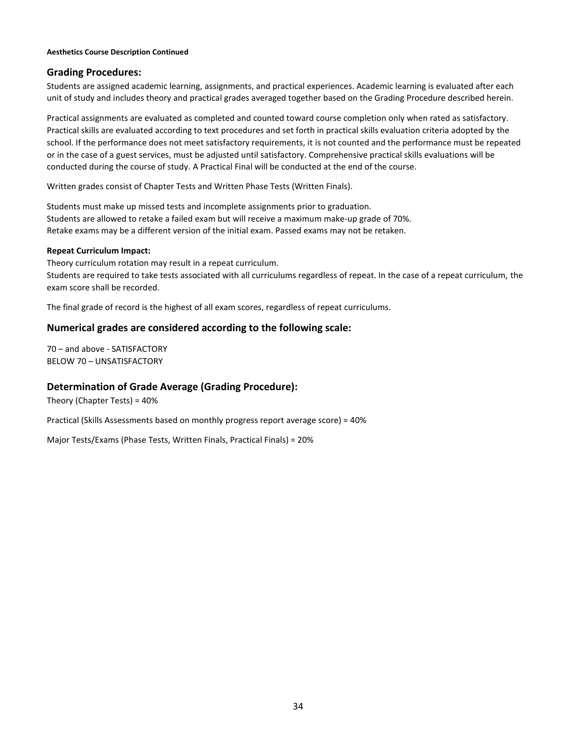**Aesthetics Course Description Continued**

## Grading Procedures:

Students are assigned academic learning, assignments, and practical experiences. Academic learning is evaluated after each unit of study and includes theory and practical grades averaged together based on the Grading Procedure described herein.

Practical assignments are evaluated as completed and counted toward course completion only when rated as satisfactory. Practical skills are evaluated according to text procedures and set forth in practical skills evaluation criteria adopted by the school. If the performance does not meet satisfactory requirements, it is not counted and the performance must be repeated or in the case of a guest services, must be adjusted until satisfactory. Comprehensive practical skills evaluations will be conducted during the course of study. A Practical Final will be conducted at the end of the course.

Written grades consist of Chapter Tests and Written Phase Tests (Written Finals).

Students must make up missed tests and incomplete assignments prior to graduation.
Students are allowed to retake a failed exam but will receive a maximum make-up grade of 70%.
Retake exams may be a different version of the initial exam. Passed exams may not be retaken.

**Repeat Curriculum Impact:**

Theory curriculum rotation may result in a repeat curriculum.
Students are required to take tests associated with all curriculums regardless of repeat. In the case of a repeat curriculum, the exam score shall be recorded.

The final grade of record is the highest of all exam scores, regardless of repeat curriculums.

## Numerical grades are considered according to the following scale:

70 – and above - SATISFACTORY
BELOW 70 – UNSATISFACTORY

## Determination of Grade Average (Grading Procedure):

Theory (Chapter Tests) = 40%

Practical (Skills Assessments based on monthly progress report average score) = 40%

Major Tests/Exams (Phase Tests, Written Finals, Practical Finals) = 20%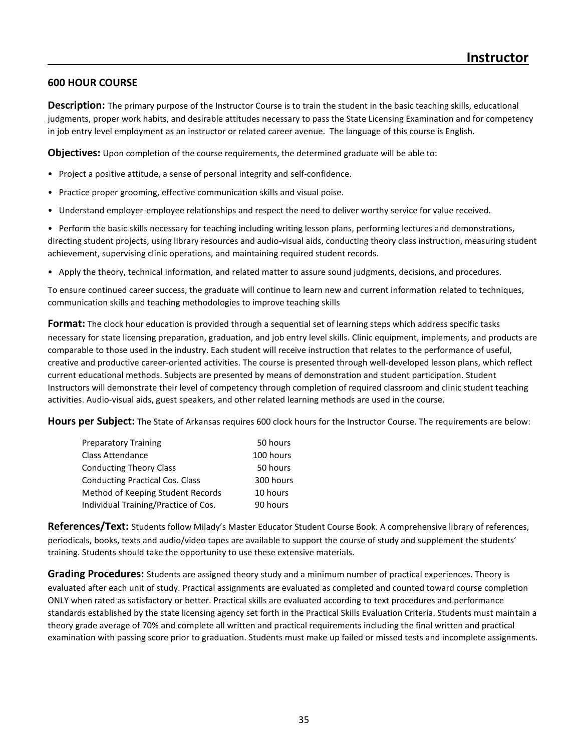# Instructor

## 600 HOUR COURSE

**Description:** The primary purpose of the Instructor Course is to train the student in the basic teaching skills, educational judgments, proper work habits, and desirable attitudes necessary to pass the State Licensing Examination and for competency in job entry level employment as an instructor or related career avenue. The language of this course is English.

**Objectives:** Upon completion of the course requirements, the determined graduate will be able to:

- Project a positive attitude, a sense of personal integrity and self-confidence.
- Practice proper grooming, effective communication skills and visual poise.
- Understand employer-employee relationships and respect the need to deliver worthy service for value received.
- Perform the basic skills necessary for teaching including writing lesson plans, performing lectures and demonstrations, directing student projects, using library resources and audio-visual aids, conducting theory class instruction, measuring student achievement, supervising clinic operations, and maintaining required student records.
- Apply the theory, technical information, and related matter to assure sound judgments, decisions, and procedures.

To ensure continued career success, the graduate will continue to learn new and current information related to techniques, communication skills and teaching methodologies to improve teaching skills

**Format:** The clock hour education is provided through a sequential set of learning steps which address specific tasks necessary for state licensing preparation, graduation, and job entry level skills. Clinic equipment, implements, and products are comparable to those used in the industry. Each student will receive instruction that relates to the performance of useful, creative and productive career-oriented activities. The course is presented through well-developed lesson plans, which reflect current educational methods. Subjects are presented by means of demonstration and student participation. Student Instructors will demonstrate their level of competency through completion of required classroom and clinic student teaching activities. Audio-visual aids, guest speakers, and other related learning methods are used in the course.

**Hours per Subject:** The State of Arkansas requires 600 clock hours for the Instructor Course. The requirements are below:

| Subject | Hours |
|---|---|
| Preparatory Training | 50 hours |
| Class Attendance | 100 hours |
| Conducting Theory Class | 50 hours |
| Conducting Practical Cos. Class | 300 hours |
| Method of Keeping Student Records | 10 hours |
| Individual Training/Practice of Cos. | 90 hours |

**References/Text:** Students follow Milady's Master Educator Student Course Book. A comprehensive library of references, periodicals, books, texts and audio/video tapes are available to support the course of study and supplement the students' training. Students should take the opportunity to use these extensive materials.

**Grading Procedures:** Students are assigned theory study and a minimum number of practical experiences. Theory is evaluated after each unit of study. Practical assignments are evaluated as completed and counted toward course completion ONLY when rated as satisfactory or better. Practical skills are evaluated according to text procedures and performance standards established by the state licensing agency set forth in the Practical Skills Evaluation Criteria. Students must maintain a theory grade average of 70% and complete all written and practical requirements including the final written and practical examination with passing score prior to graduation. Students must make up failed or missed tests and incomplete assignments.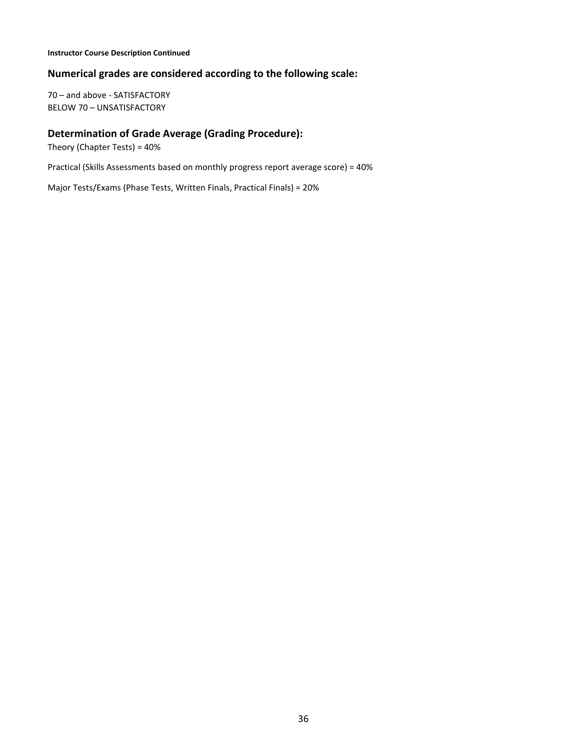**Instructor Course Description Continued**

## Numerical grades are considered according to the following scale:

70 – and above - SATISFACTORY
BELOW 70 – UNSATISFACTORY

## Determination of Grade Average (Grading Procedure):

Theory (Chapter Tests) = 40%

Practical (Skills Assessments based on monthly progress report average score) = 40%

Major Tests/Exams (Phase Tests, Written Finals, Practical Finals) = 20%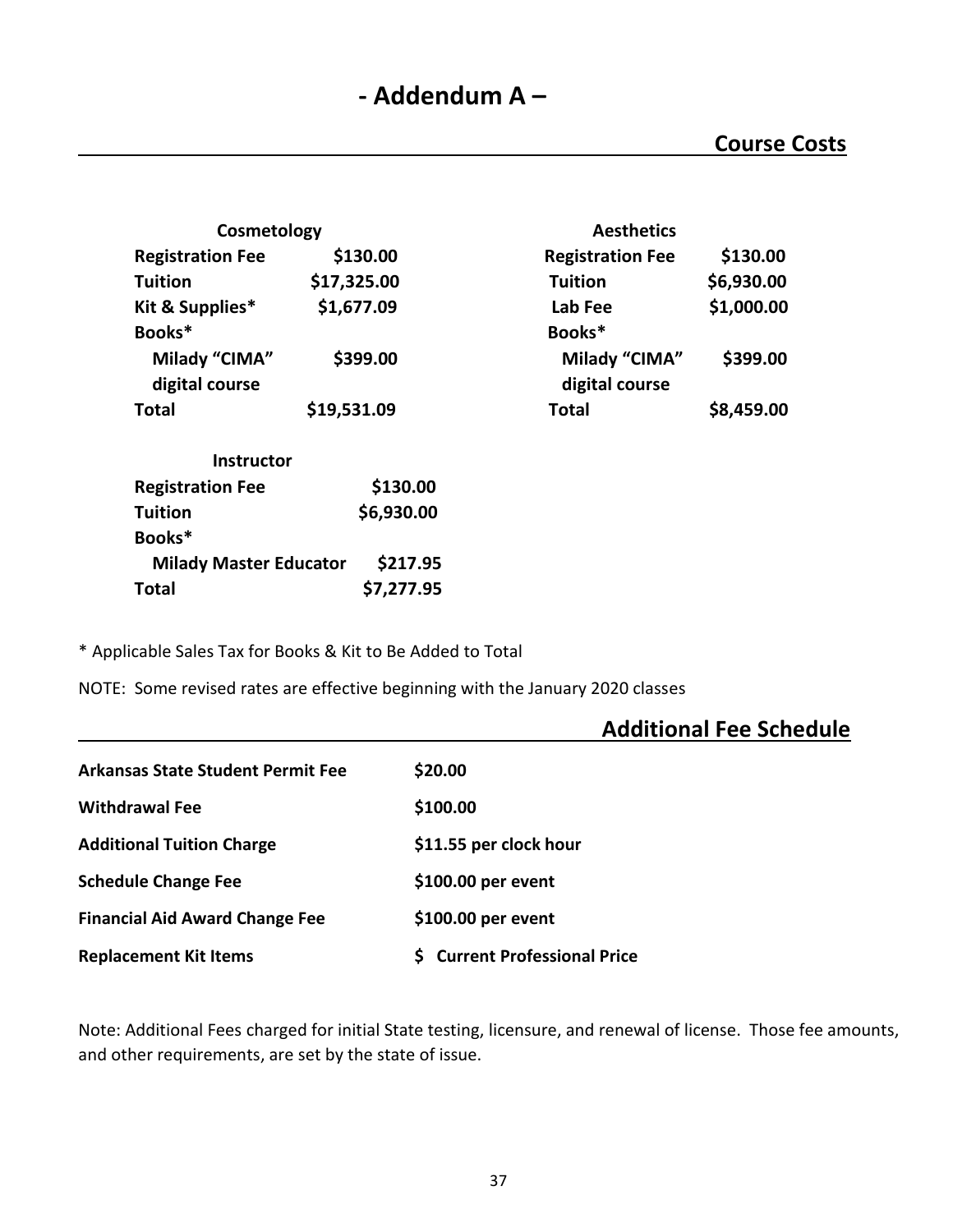# - Addendum A –

## Course Costs

| Cosmetology | |
|---|---|
| **Registration Fee** | **$130.00** |
| **Tuition** | **$17,325.00** |
| **Kit & Supplies*** | **$1,677.09** |
| **Books*** | |
| **Milady "CIMA" digital course** | **$399.00** |
| **Total** | **$19,531.09** |

| Aesthetics | |
|---|---|
| **Registration Fee** | **$130.00** |
| **Tuition** | **$6,930.00** |
| **Lab Fee** | **$1,000.00** |
| **Books*** | |
| **Milady "CIMA" digital course** | **$399.00** |
| **Total** | **$8,459.00** |

| Instructor | |
|---|---|
| **Registration Fee** | **$130.00** |
| **Tuition** | **$6,930.00** |
| **Books*** | |
| **Milady Master Educator** | **$217.95** |
| **Total** | **$7,277.95** |

* Applicable Sales Tax for Books & Kit to Be Added to Total

NOTE: Some revised rates are effective beginning with the January 2020 classes

## Additional Fee Schedule

| | |
|---|---|
| **Arkansas State Student Permit Fee** | **$20.00** |
| **Withdrawal Fee** | **$100.00** |
| **Additional Tuition Charge** | **$11.55 per clock hour** |
| **Schedule Change Fee** | **$100.00 per event** |
| **Financial Aid Award Change Fee** | **$100.00 per event** |
| **Replacement Kit Items** | **$ Current Professional Price** |

Note: Additional Fees charged for initial State testing, licensure, and renewal of license. Those fee amounts, and other requirements, are set by the state of issue.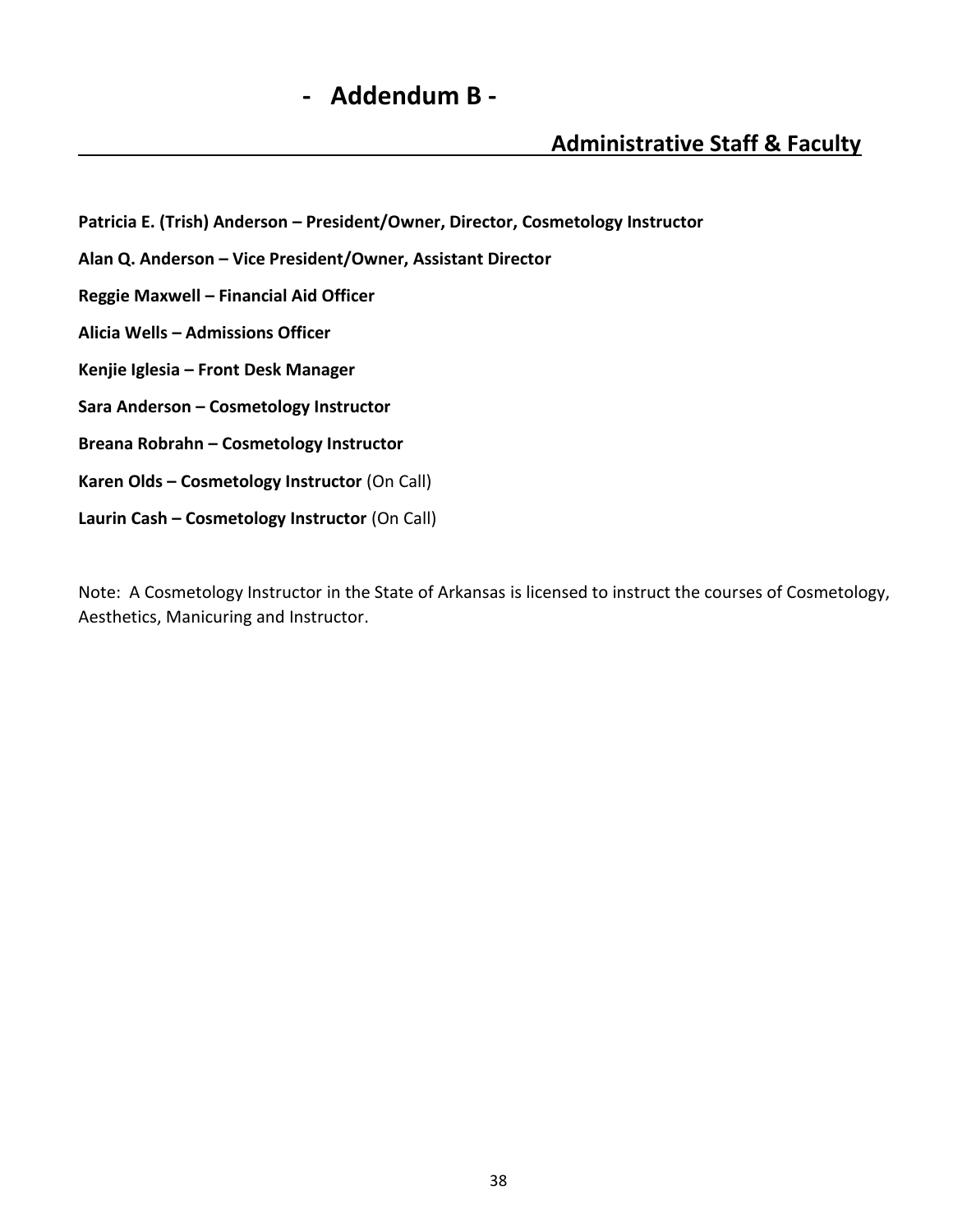# - Addendum B -

## Administrative Staff & Faculty

**Patricia E. (Trish) Anderson – President/Owner, Director, Cosmetology Instructor**

**Alan Q. Anderson – Vice President/Owner, Assistant Director**

**Reggie Maxwell – Financial Aid Officer**

**Alicia Wells – Admissions Officer**

**Kenjie Iglesia – Front Desk Manager**

**Sara Anderson – Cosmetology Instructor**

**Breana Robrahn – Cosmetology Instructor**

**Karen Olds – Cosmetology Instructor** (On Call)

**Laurin Cash – Cosmetology Instructor** (On Call)

Note: A Cosmetology Instructor in the State of Arkansas is licensed to instruct the courses of Cosmetology, Aesthetics, Manicuring and Instructor.